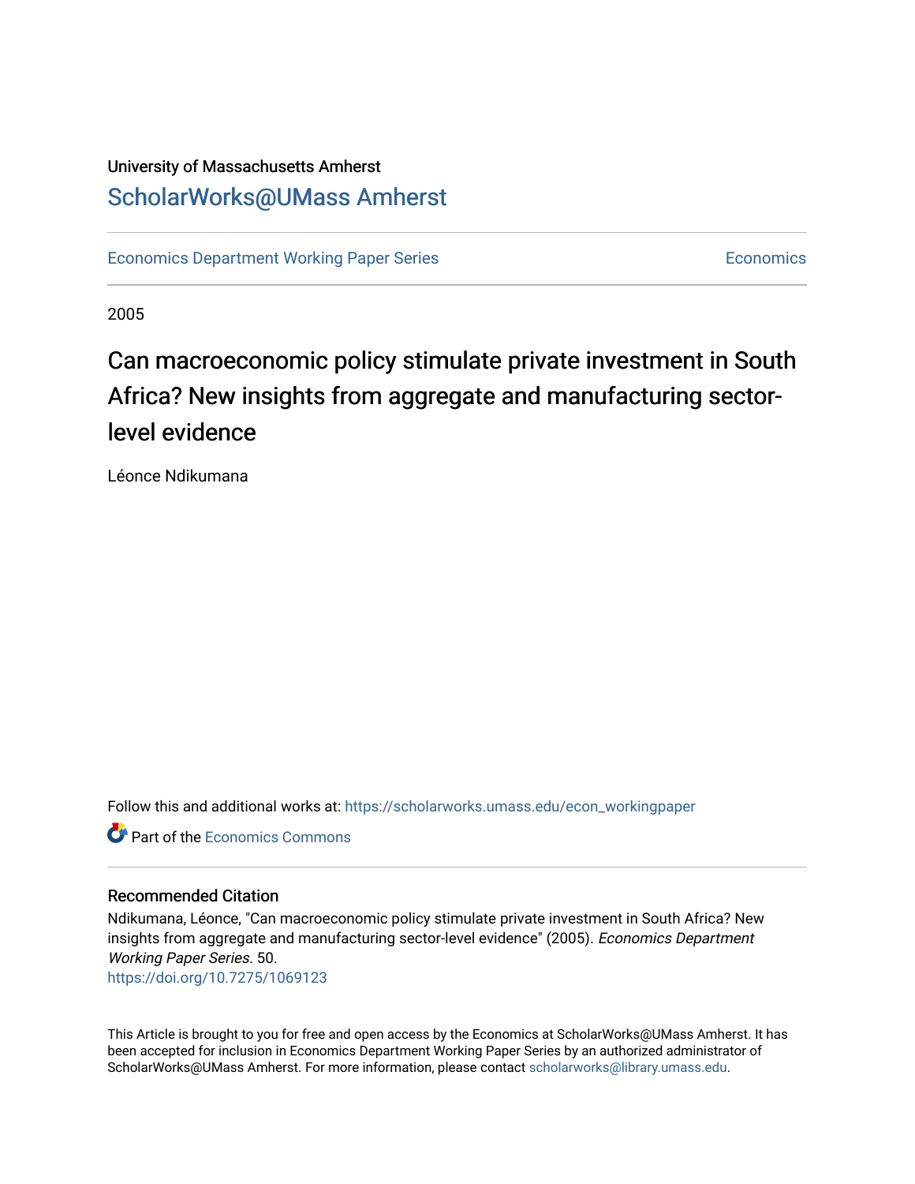University of Massachusetts Amherst

ScholarWorks@UMass Amherst

Economics Department Working Paper Series | Economics

2005

# Can macroeconomic policy stimulate private investment in South Africa? New insights from aggregate and manufacturing sector-level evidence

Léonce Ndikumana

Follow this and additional works at: https://scholarworks.umass.edu/econ_workingpaper

Part of the Economics Commons

## Recommended Citation

Ndikumana, Léonce, "Can macroeconomic policy stimulate private investment in South Africa? New insights from aggregate and manufacturing sector-level evidence" (2005). *Economics Department Working Paper Series*. 50.
https://doi.org/10.7275/1069123

This Article is brought to you for free and open access by the Economics at ScholarWorks@UMass Amherst. It has been accepted for inclusion in Economics Department Working Paper Series by an authorized administrator of ScholarWorks@UMass Amherst. For more information, please contact scholarworks@library.umass.edu.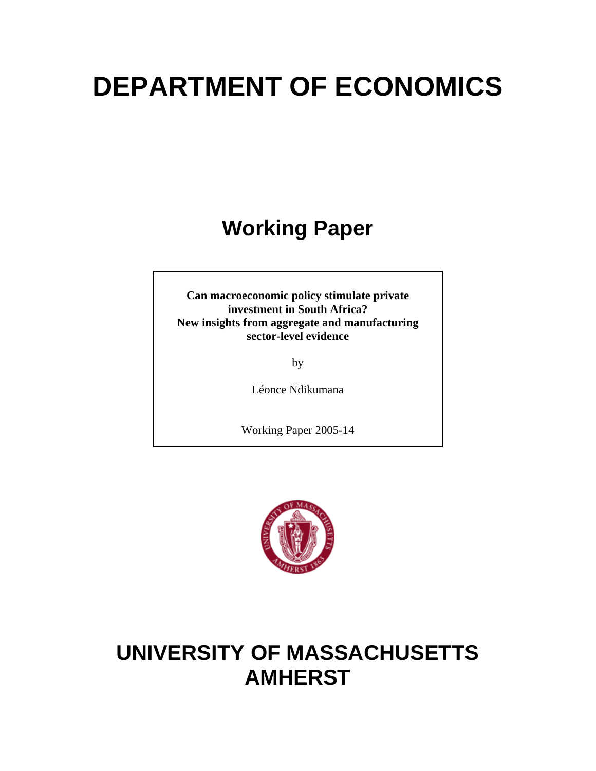# DEPARTMENT OF ECONOMICS

## Working Paper

**Can macroeconomic policy stimulate private investment in South Africa? New insights from aggregate and manufacturing sector-level evidence**

by

Léonce Ndikumana

Working Paper 2005-14

# UNIVERSITY OF MASSACHUSETTS AMHERST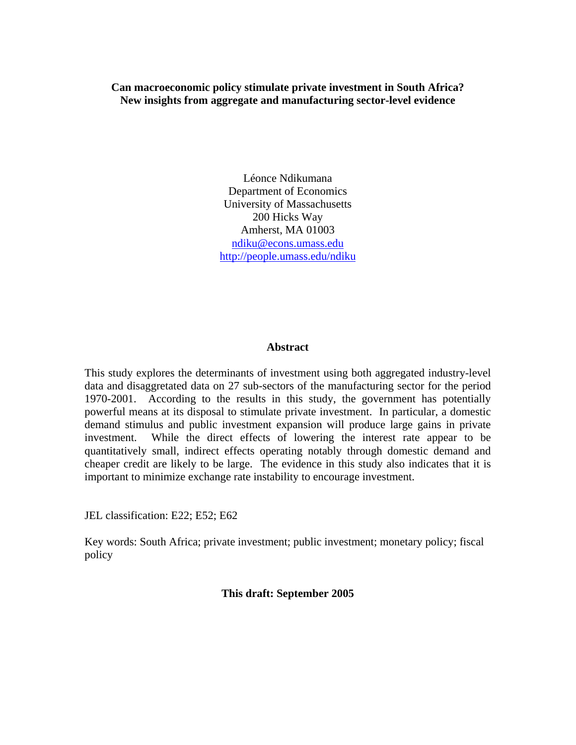**Can macroeconomic policy stimulate private investment in South Africa?**
**New insights from aggregate and manufacturing sector-level evidence**

Léonce Ndikumana
Department of Economics
University of Massachusetts
200 Hicks Way
Amherst, MA 01003
ndiku@econs.umass.edu
http://people.umass.edu/ndiku

## Abstract

This study explores the determinants of investment using both aggregated industry-level data and disaggretated data on 27 sub-sectors of the manufacturing sector for the period 1970-2001. According to the results in this study, the government has potentially powerful means at its disposal to stimulate private investment. In particular, a domestic demand stimulus and public investment expansion will produce large gains in private investment. While the direct effects of lowering the interest rate appear to be quantitatively small, indirect effects operating notably through domestic demand and cheaper credit are likely to be large. The evidence in this study also indicates that it is important to minimize exchange rate instability to encourage investment.

JEL classification: E22; E52; E62

Key words: South Africa; private investment; public investment; monetary policy; fiscal policy

**This draft: September 2005**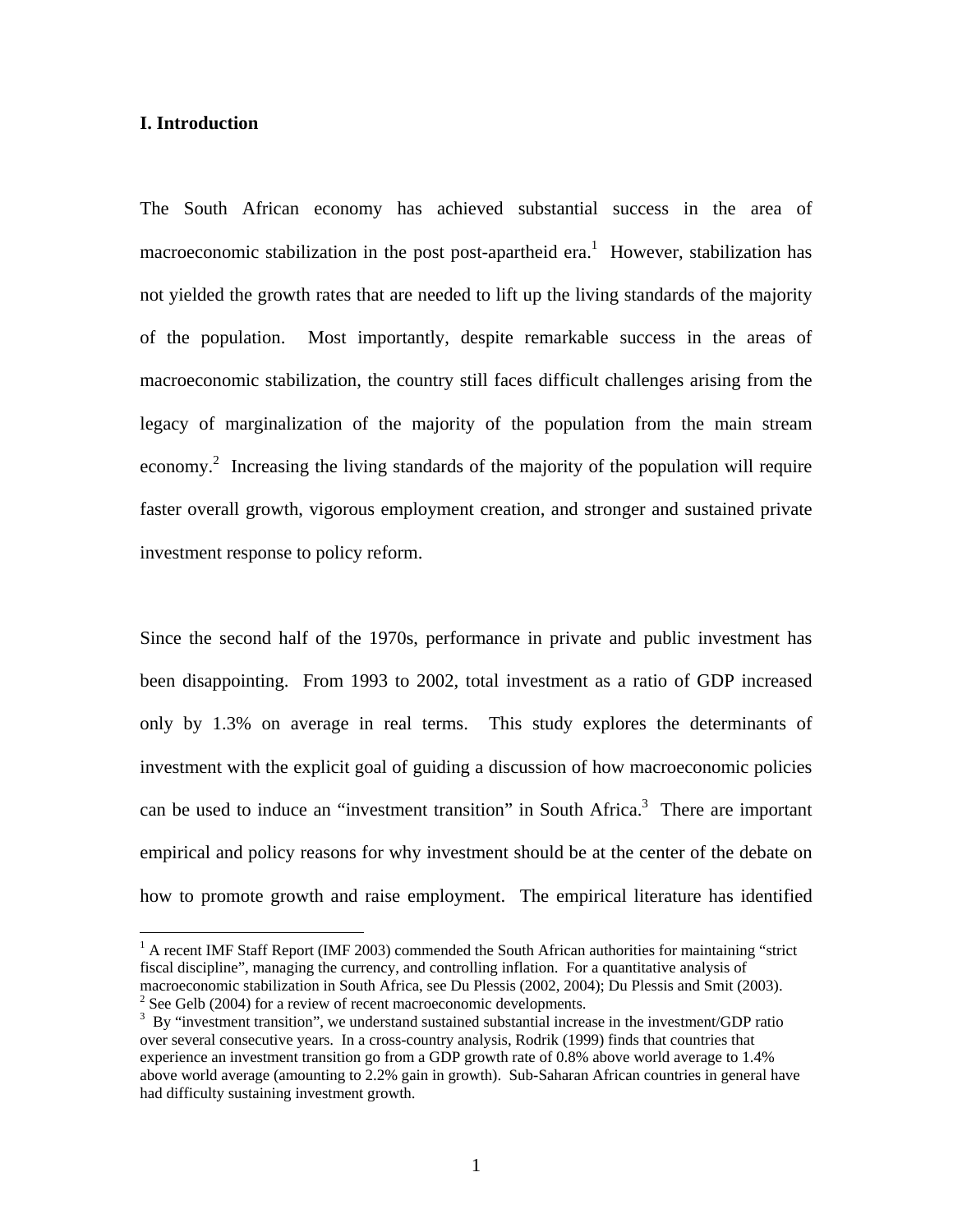## I. Introduction

The South African economy has achieved substantial success in the area of macroeconomic stabilization in the post post-apartheid era.[1] However, stabilization has not yielded the growth rates that are needed to lift up the living standards of the majority of the population. Most importantly, despite remarkable success in the areas of macroeconomic stabilization, the country still faces difficult challenges arising from the legacy of marginalization of the majority of the population from the main stream economy.[2] Increasing the living standards of the majority of the population will require faster overall growth, vigorous employment creation, and stronger and sustained private investment response to policy reform.

Since the second half of the 1970s, performance in private and public investment has been disappointing. From 1993 to 2002, total investment as a ratio of GDP increased only by 1.3% on average in real terms. This study explores the determinants of investment with the explicit goal of guiding a discussion of how macroeconomic policies can be used to induce an "investment transition" in South Africa.[3] There are important empirical and policy reasons for why investment should be at the center of the debate on how to promote growth and raise employment. The empirical literature has identified

---

[1] A recent IMF Staff Report (IMF 2003) commended the South African authorities for maintaining "strict fiscal discipline", managing the currency, and controlling inflation. For a quantitative analysis of macroeconomic stabilization in South Africa, see Du Plessis (2002, 2004); Du Plessis and Smit (2003).

[2] See Gelb (2004) for a review of recent macroeconomic developments.

[3] By "investment transition", we understand sustained substantial increase in the investment/GDP ratio over several consecutive years. In a cross-country analysis, Rodrik (1999) finds that countries that experience an investment transition go from a GDP growth rate of 0.8% above world average to 1.4% above world average (amounting to 2.2% gain in growth). Sub-Saharan African countries in general have had difficulty sustaining investment growth.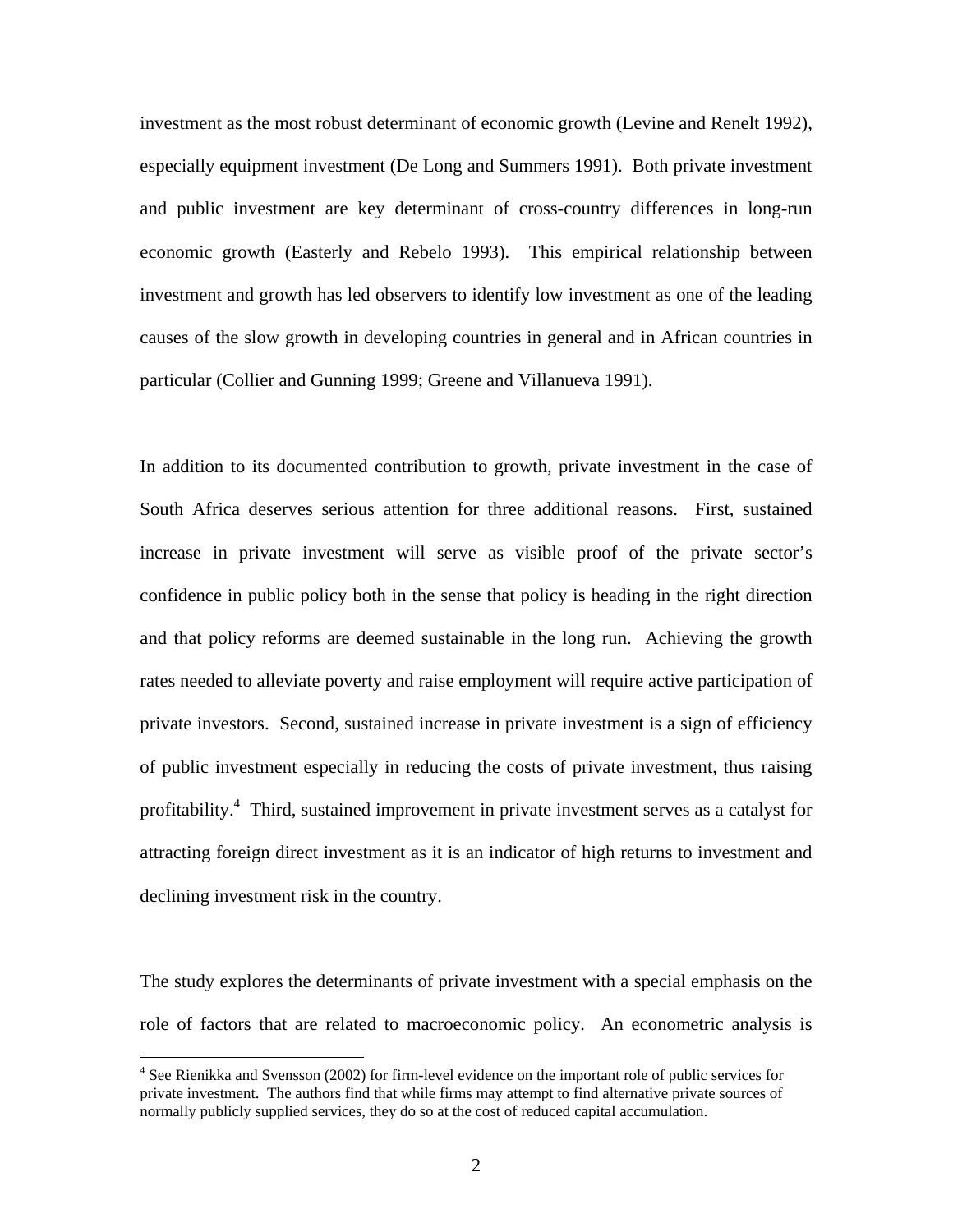investment as the most robust determinant of economic growth (Levine and Renelt 1992), especially equipment investment (De Long and Summers 1991). Both private investment and public investment are key determinant of cross-country differences in long-run economic growth (Easterly and Rebelo 1993). This empirical relationship between investment and growth has led observers to identify low investment as one of the leading causes of the slow growth in developing countries in general and in African countries in particular (Collier and Gunning 1999; Greene and Villanueva 1991).

In addition to its documented contribution to growth, private investment in the case of South Africa deserves serious attention for three additional reasons. First, sustained increase in private investment will serve as visible proof of the private sector's confidence in public policy both in the sense that policy is heading in the right direction and that policy reforms are deemed sustainable in the long run. Achieving the growth rates needed to alleviate poverty and raise employment will require active participation of private investors. Second, sustained increase in private investment is a sign of efficiency of public investment especially in reducing the costs of private investment, thus raising profitability.[4] Third, sustained improvement in private investment serves as a catalyst for attracting foreign direct investment as it is an indicator of high returns to investment and declining investment risk in the country.

The study explores the determinants of private investment with a special emphasis on the role of factors that are related to macroeconomic policy. An econometric analysis is

[4] See Rienikka and Svensson (2002) for firm-level evidence on the important role of public services for private investment. The authors find that while firms may attempt to find alternative private sources of normally publicly supplied services, they do so at the cost of reduced capital accumulation.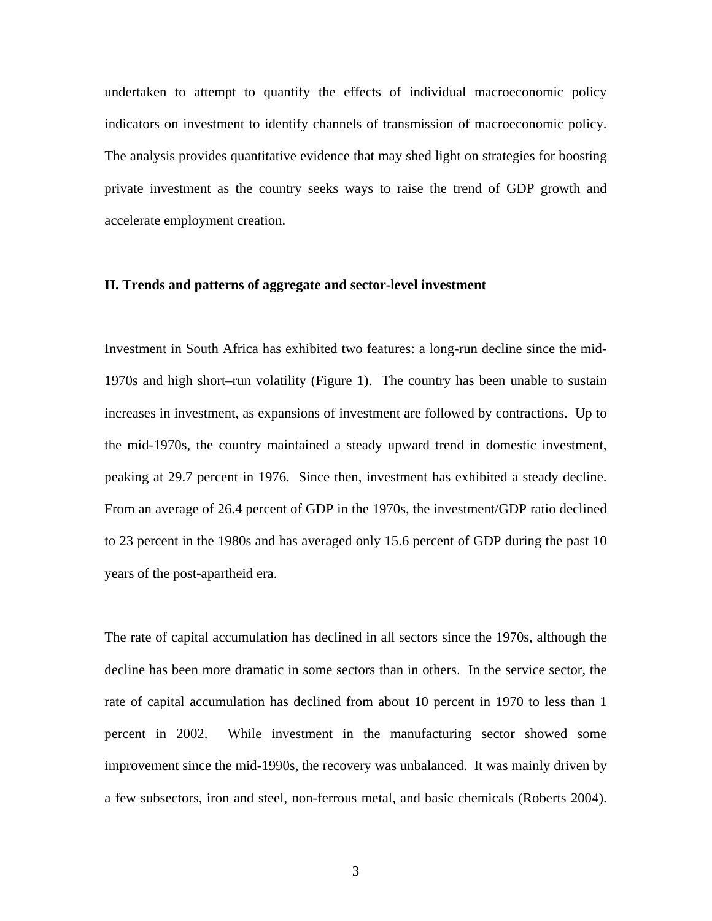undertaken to attempt to quantify the effects of individual macroeconomic policy indicators on investment to identify channels of transmission of macroeconomic policy. The analysis provides quantitative evidence that may shed light on strategies for boosting private investment as the country seeks ways to raise the trend of GDP growth and accelerate employment creation.

## II. Trends and patterns of aggregate and sector-level investment

Investment in South Africa has exhibited two features: a long-run decline since the mid-1970s and high short–run volatility (Figure 1). The country has been unable to sustain increases in investment, as expansions of investment are followed by contractions. Up to the mid-1970s, the country maintained a steady upward trend in domestic investment, peaking at 29.7 percent in 1976. Since then, investment has exhibited a steady decline. From an average of 26.4 percent of GDP in the 1970s, the investment/GDP ratio declined to 23 percent in the 1980s and has averaged only 15.6 percent of GDP during the past 10 years of the post-apartheid era.

The rate of capital accumulation has declined in all sectors since the 1970s, although the decline has been more dramatic in some sectors than in others. In the service sector, the rate of capital accumulation has declined from about 10 percent in 1970 to less than 1 percent in 2002. While investment in the manufacturing sector showed some improvement since the mid-1990s, the recovery was unbalanced. It was mainly driven by a few subsectors, iron and steel, non-ferrous metal, and basic chemicals (Roberts 2004).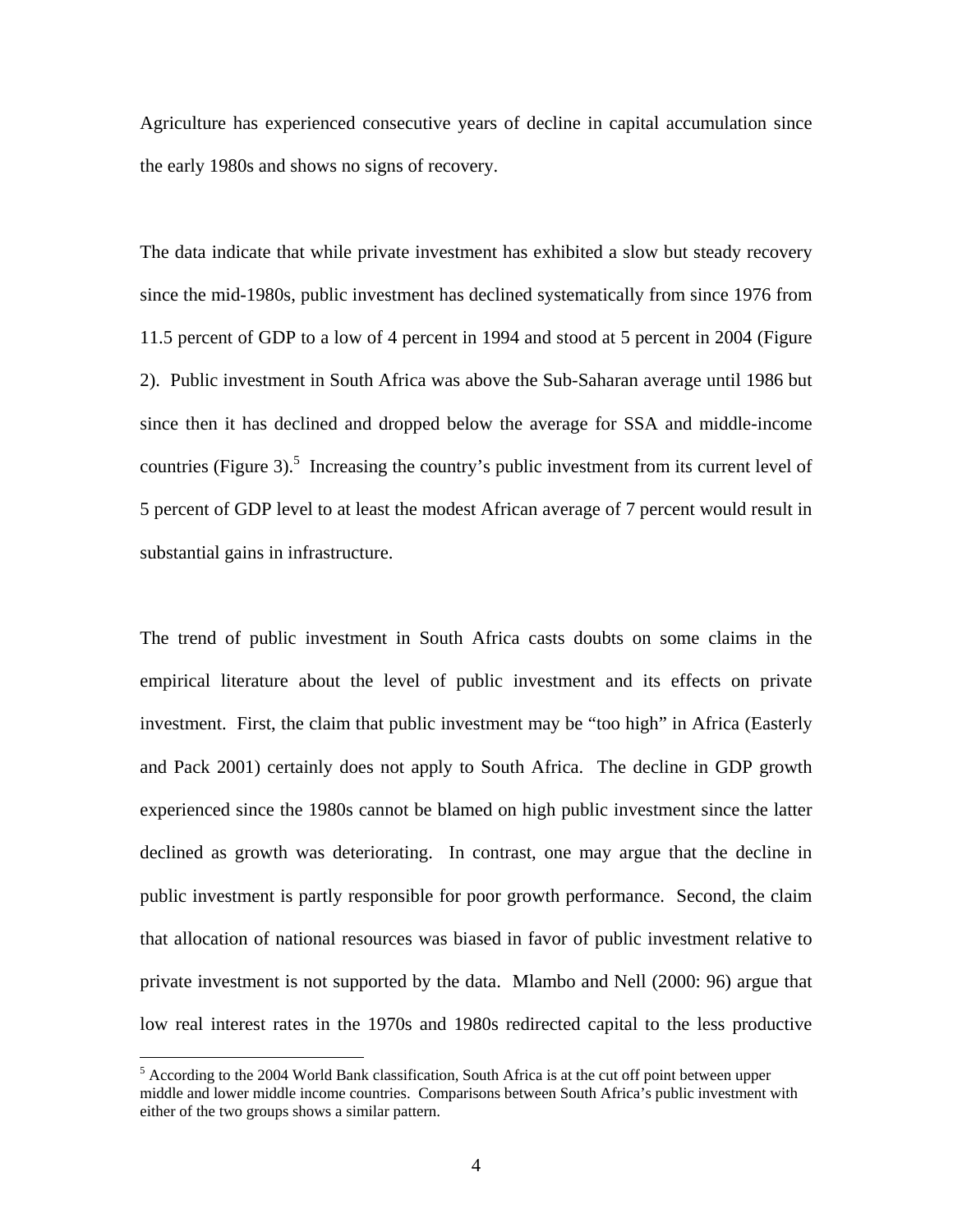Agriculture has experienced consecutive years of decline in capital accumulation since the early 1980s and shows no signs of recovery.

The data indicate that while private investment has exhibited a slow but steady recovery since the mid-1980s, public investment has declined systematically from since 1976 from 11.5 percent of GDP to a low of 4 percent in 1994 and stood at 5 percent in 2004 (Figure 2). Public investment in South Africa was above the Sub-Saharan average until 1986 but since then it has declined and dropped below the average for SSA and middle-income countries (Figure 3).[5] Increasing the country's public investment from its current level of 5 percent of GDP level to at least the modest African average of 7 percent would result in substantial gains in infrastructure.

The trend of public investment in South Africa casts doubts on some claims in the empirical literature about the level of public investment and its effects on private investment. First, the claim that public investment may be "too high" in Africa (Easterly and Pack 2001) certainly does not apply to South Africa. The decline in GDP growth experienced since the 1980s cannot be blamed on high public investment since the latter declined as growth was deteriorating. In contrast, one may argue that the decline in public investment is partly responsible for poor growth performance. Second, the claim that allocation of national resources was biased in favor of public investment relative to private investment is not supported by the data. Mlambo and Nell (2000: 96) argue that low real interest rates in the 1970s and 1980s redirected capital to the less productive

---

[5] According to the 2004 World Bank classification, South Africa is at the cut off point between upper middle and lower middle income countries. Comparisons between South Africa's public investment with either of the two groups shows a similar pattern.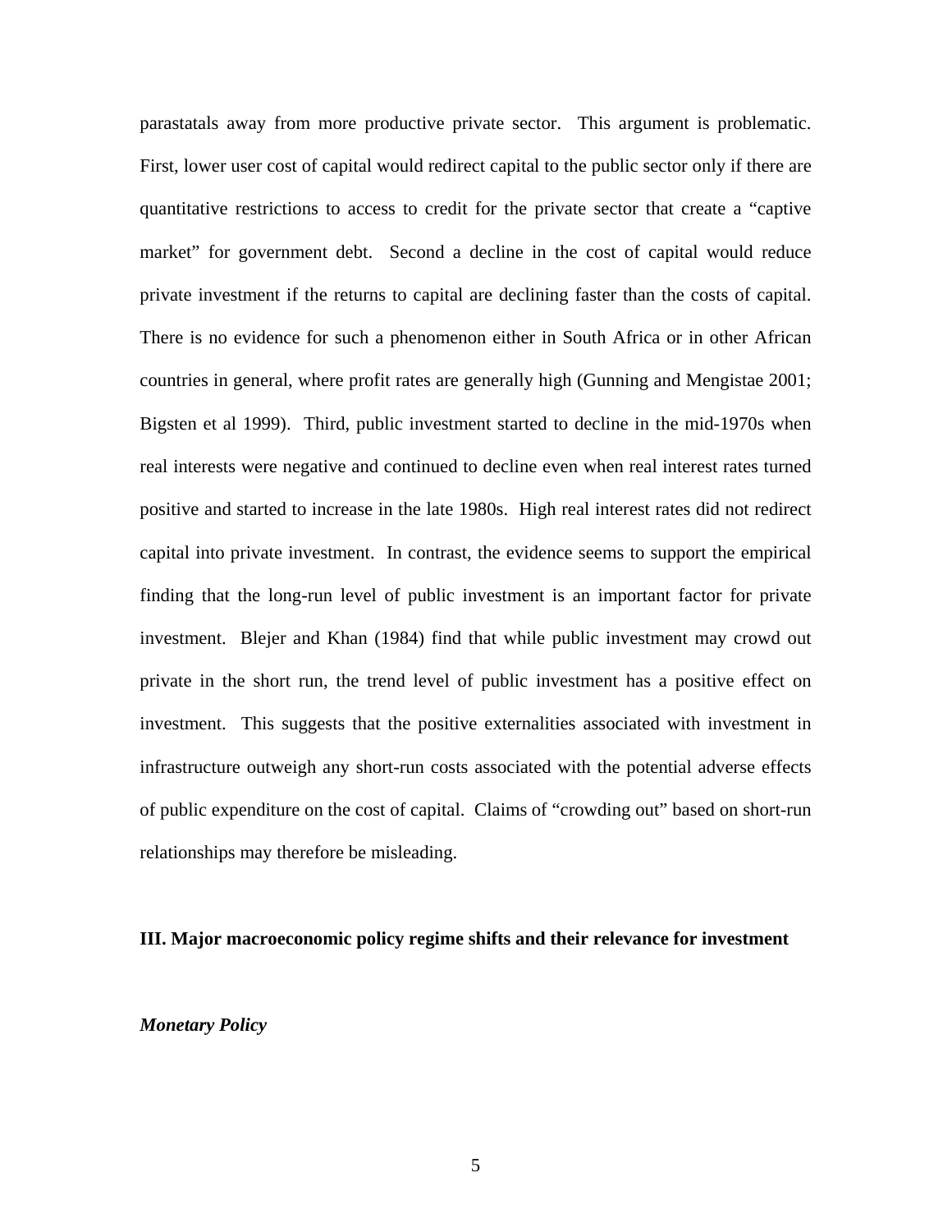parastatals away from more productive private sector. This argument is problematic. First, lower user cost of capital would redirect capital to the public sector only if there are quantitative restrictions to access to credit for the private sector that create a "captive market" for government debt. Second a decline in the cost of capital would reduce private investment if the returns to capital are declining faster than the costs of capital. There is no evidence for such a phenomenon either in South Africa or in other African countries in general, where profit rates are generally high (Gunning and Mengistae 2001; Bigsten et al 1999). Third, public investment started to decline in the mid-1970s when real interests were negative and continued to decline even when real interest rates turned positive and started to increase in the late 1980s. High real interest rates did not redirect capital into private investment. In contrast, the evidence seems to support the empirical finding that the long-run level of public investment is an important factor for private investment. Blejer and Khan (1984) find that while public investment may crowd out private in the short run, the trend level of public investment has a positive effect on investment. This suggests that the positive externalities associated with investment in infrastructure outweigh any short-run costs associated with the potential adverse effects of public expenditure on the cost of capital. Claims of "crowding out" based on short-run relationships may therefore be misleading.

## III. Major macroeconomic policy regime shifts and their relevance for investment

### *Monetary Policy*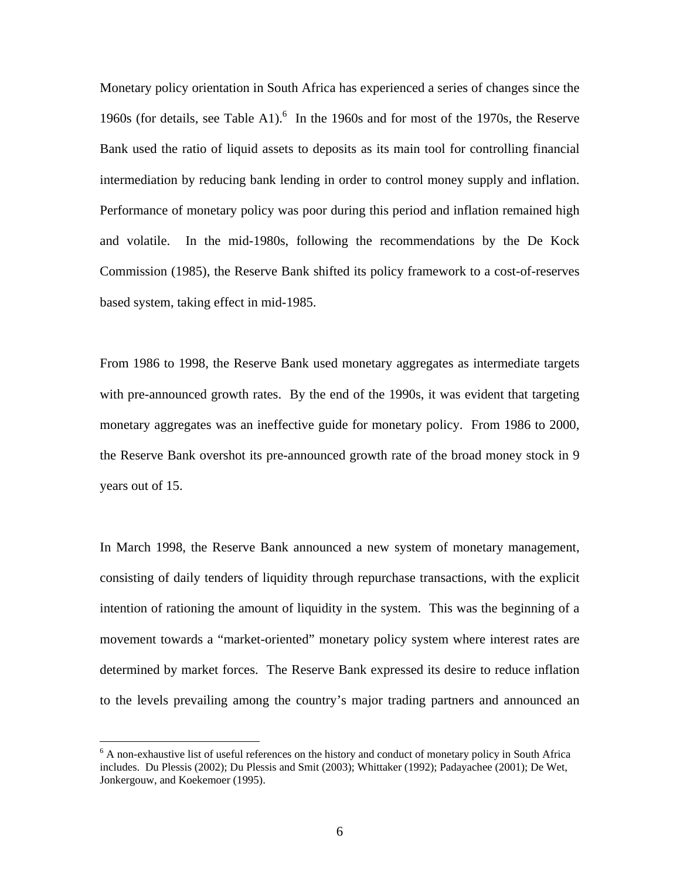Monetary policy orientation in South Africa has experienced a series of changes since the 1960s (for details, see Table A1).[6] In the 1960s and for most of the 1970s, the Reserve Bank used the ratio of liquid assets to deposits as its main tool for controlling financial intermediation by reducing bank lending in order to control money supply and inflation. Performance of monetary policy was poor during this period and inflation remained high and volatile. In the mid-1980s, following the recommendations by the De Kock Commission (1985), the Reserve Bank shifted its policy framework to a cost-of-reserves based system, taking effect in mid-1985.

From 1986 to 1998, the Reserve Bank used monetary aggregates as intermediate targets with pre-announced growth rates. By the end of the 1990s, it was evident that targeting monetary aggregates was an ineffective guide for monetary policy. From 1986 to 2000, the Reserve Bank overshot its pre-announced growth rate of the broad money stock in 9 years out of 15.

In March 1998, the Reserve Bank announced a new system of monetary management, consisting of daily tenders of liquidity through repurchase transactions, with the explicit intention of rationing the amount of liquidity in the system. This was the beginning of a movement towards a "market-oriented" monetary policy system where interest rates are determined by market forces. The Reserve Bank expressed its desire to reduce inflation to the levels prevailing among the country's major trading partners and announced an

[6] A non-exhaustive list of useful references on the history and conduct of monetary policy in South Africa includes. Du Plessis (2002); Du Plessis and Smit (2003); Whittaker (1992); Padayachee (2001); De Wet, Jonkergouw, and Koekemoer (1995).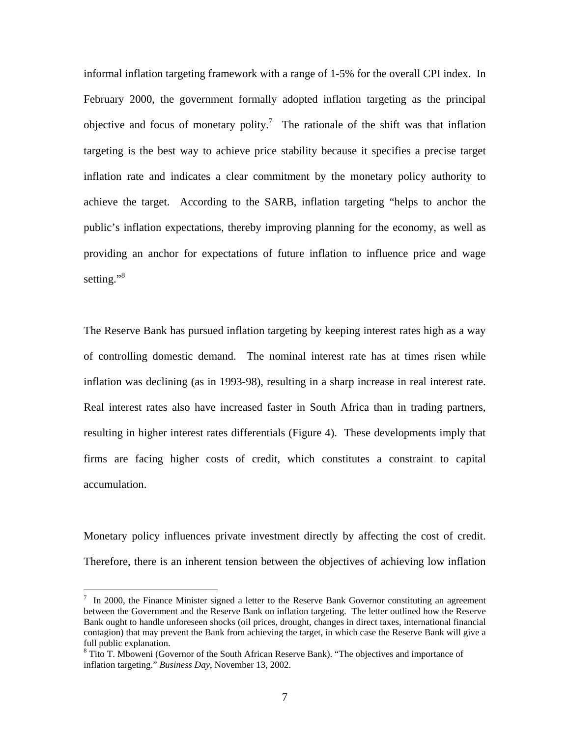informal inflation targeting framework with a range of 1-5% for the overall CPI index. In February 2000, the government formally adopted inflation targeting as the principal objective and focus of monetary polity.[7] The rationale of the shift was that inflation targeting is the best way to achieve price stability because it specifies a precise target inflation rate and indicates a clear commitment by the monetary policy authority to achieve the target. According to the SARB, inflation targeting "helps to anchor the public's inflation expectations, thereby improving planning for the economy, as well as providing an anchor for expectations of future inflation to influence price and wage setting."[8]

The Reserve Bank has pursued inflation targeting by keeping interest rates high as a way of controlling domestic demand. The nominal interest rate has at times risen while inflation was declining (as in 1993-98), resulting in a sharp increase in real interest rate. Real interest rates also have increased faster in South Africa than in trading partners, resulting in higher interest rates differentials (Figure 4). These developments imply that firms are facing higher costs of credit, which constitutes a constraint to capital accumulation.

Monetary policy influences private investment directly by affecting the cost of credit. Therefore, there is an inherent tension between the objectives of achieving low inflation

---

[7] In 2000, the Finance Minister signed a letter to the Reserve Bank Governor constituting an agreement between the Government and the Reserve Bank on inflation targeting. The letter outlined how the Reserve Bank ought to handle unforeseen shocks (oil prices, drought, changes in direct taxes, international financial contagion) that may prevent the Bank from achieving the target, in which case the Reserve Bank will give a full public explanation.

[8] Tito T. Mboweni (Governor of the South African Reserve Bank). "The objectives and importance of inflation targeting." *Business Day*, November 13, 2002.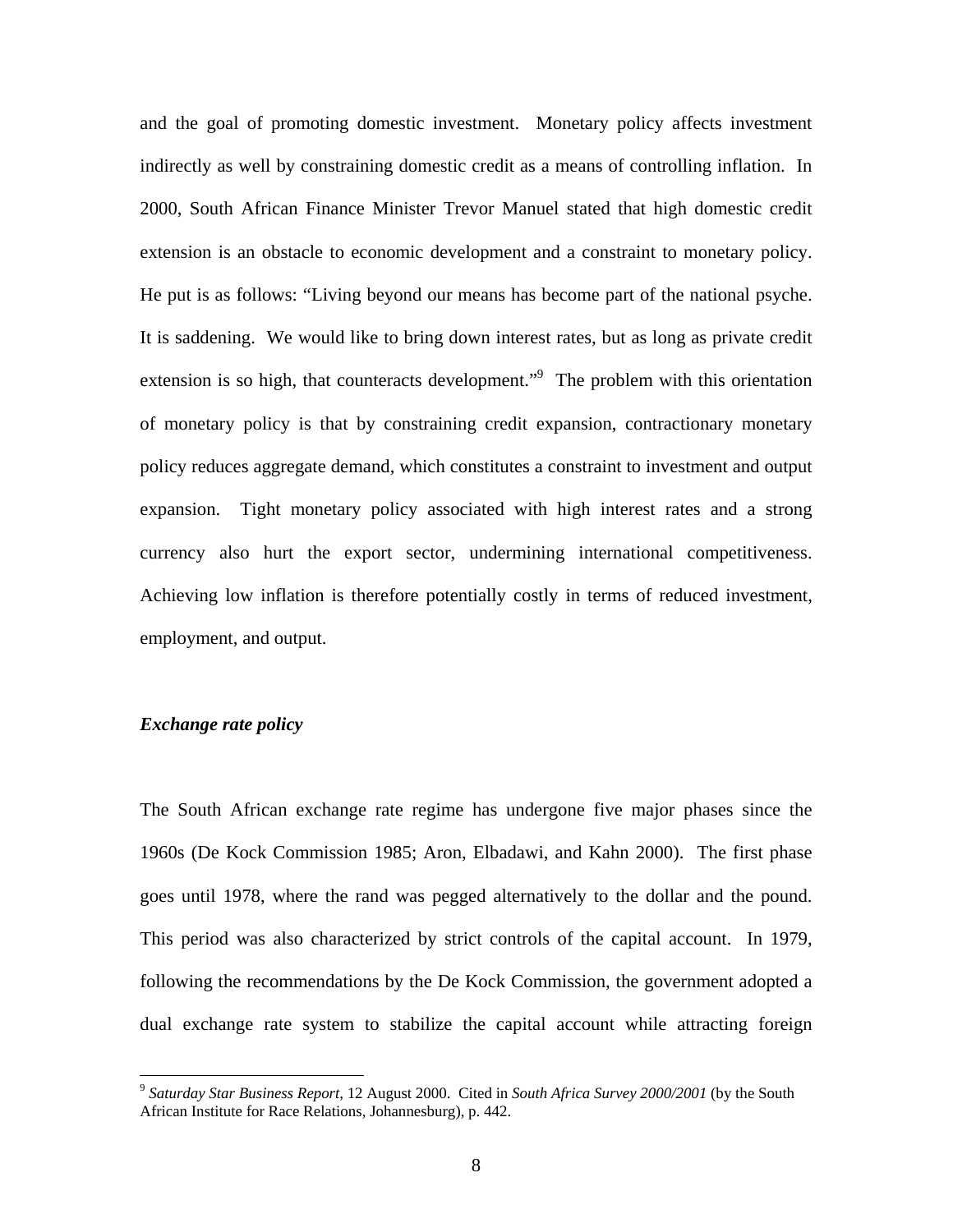and the goal of promoting domestic investment. Monetary policy affects investment indirectly as well by constraining domestic credit as a means of controlling inflation. In 2000, South African Finance Minister Trevor Manuel stated that high domestic credit extension is an obstacle to economic development and a constraint to monetary policy. He put is as follows: "Living beyond our means has become part of the national psyche. It is saddening. We would like to bring down interest rates, but as long as private credit extension is so high, that counteracts development."[9] The problem with this orientation of monetary policy is that by constraining credit expansion, contractionary monetary policy reduces aggregate demand, which constitutes a constraint to investment and output expansion. Tight monetary policy associated with high interest rates and a strong currency also hurt the export sector, undermining international competitiveness. Achieving low inflation is therefore potentially costly in terms of reduced investment, employment, and output.

***Exchange rate policy***

The South African exchange rate regime has undergone five major phases since the 1960s (De Kock Commission 1985; Aron, Elbadawi, and Kahn 2000). The first phase goes until 1978, where the rand was pegged alternatively to the dollar and the pound. This period was also characterized by strict controls of the capital account. In 1979, following the recommendations by the De Kock Commission, the government adopted a dual exchange rate system to stabilize the capital account while attracting foreign

---

[9] *Saturday Star Business Report*, 12 August 2000. Cited in *South Africa Survey 2000/2001* (by the South African Institute for Race Relations, Johannesburg), p. 442.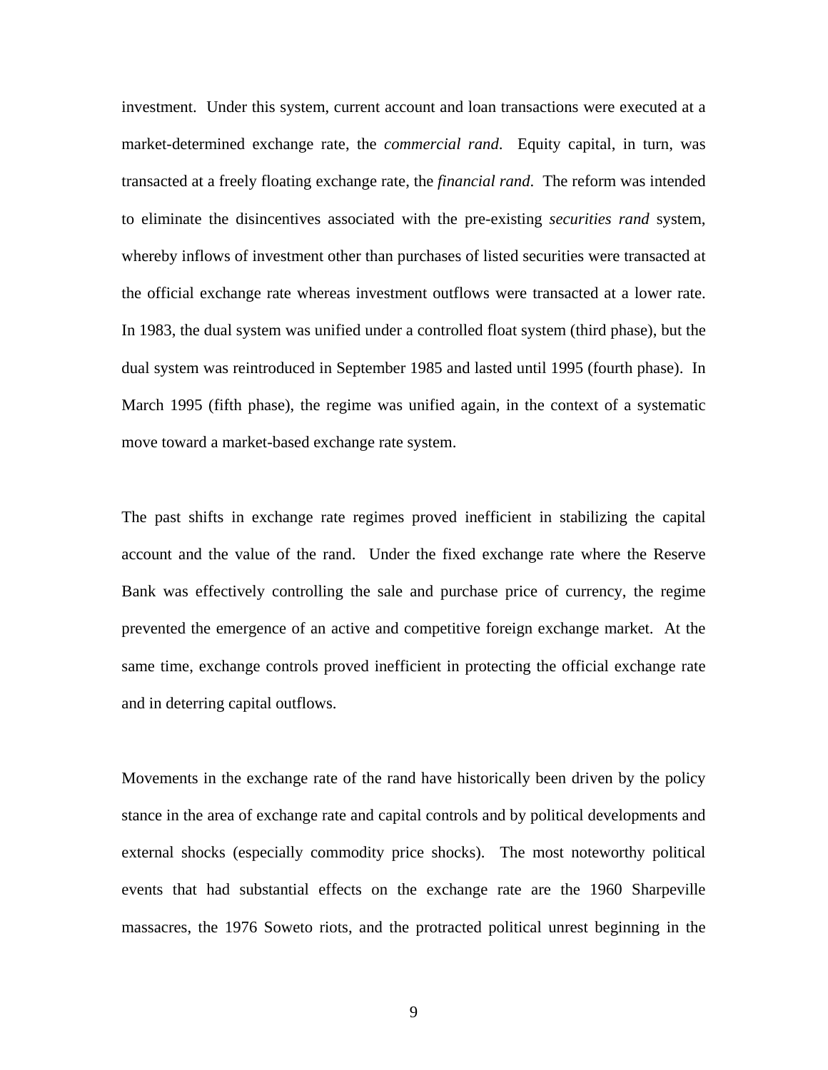investment. Under this system, current account and loan transactions were executed at a market-determined exchange rate, the *commercial rand*. Equity capital, in turn, was transacted at a freely floating exchange rate, the *financial rand*. The reform was intended to eliminate the disincentives associated with the pre-existing *securities rand* system, whereby inflows of investment other than purchases of listed securities were transacted at the official exchange rate whereas investment outflows were transacted at a lower rate. In 1983, the dual system was unified under a controlled float system (third phase), but the dual system was reintroduced in September 1985 and lasted until 1995 (fourth phase). In March 1995 (fifth phase), the regime was unified again, in the context of a systematic move toward a market-based exchange rate system.

The past shifts in exchange rate regimes proved inefficient in stabilizing the capital account and the value of the rand. Under the fixed exchange rate where the Reserve Bank was effectively controlling the sale and purchase price of currency, the regime prevented the emergence of an active and competitive foreign exchange market. At the same time, exchange controls proved inefficient in protecting the official exchange rate and in deterring capital outflows.

Movements in the exchange rate of the rand have historically been driven by the policy stance in the area of exchange rate and capital controls and by political developments and external shocks (especially commodity price shocks). The most noteworthy political events that had substantial effects on the exchange rate are the 1960 Sharpeville massacres, the 1976 Soweto riots, and the protracted political unrest beginning in the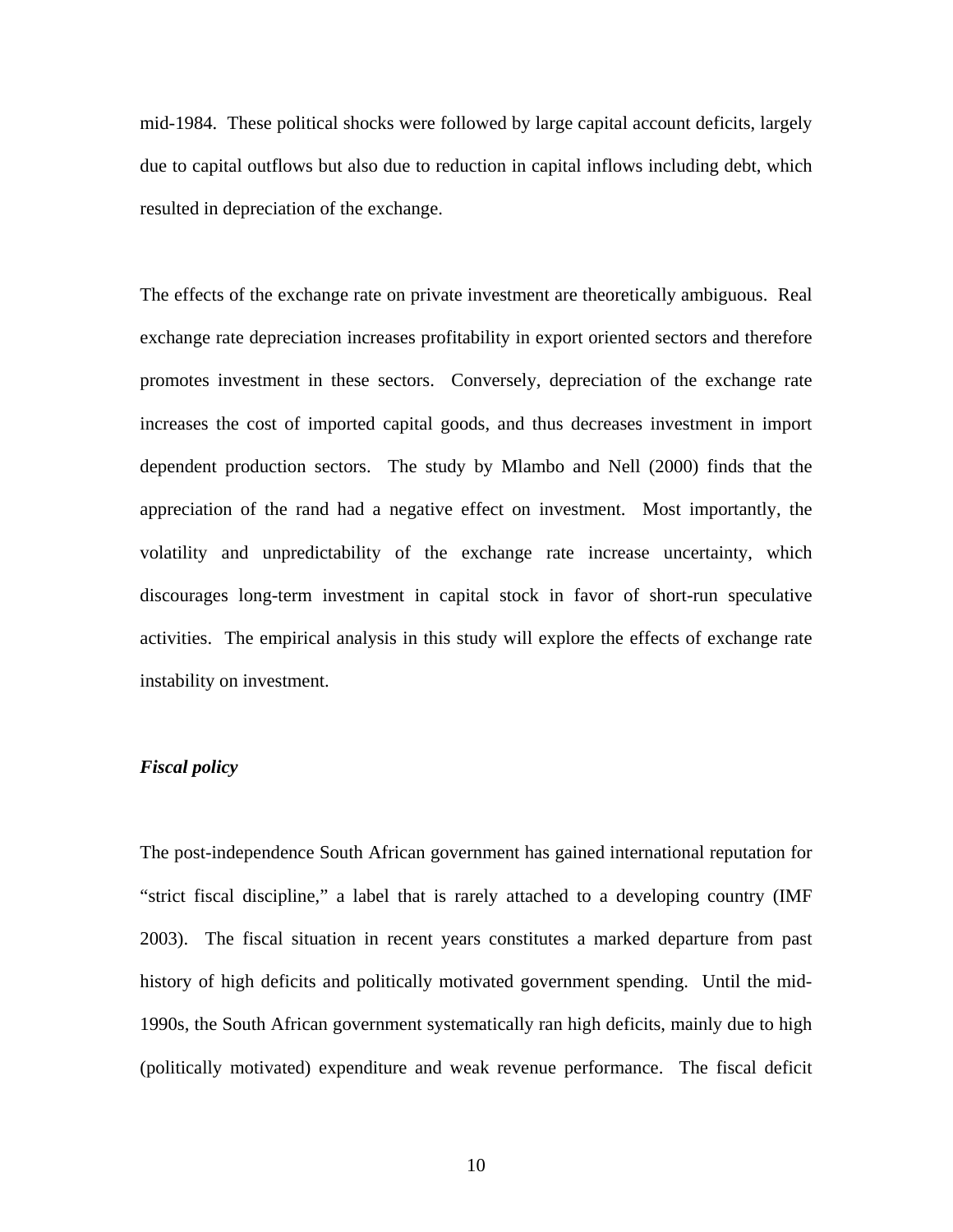mid-1984. These political shocks were followed by large capital account deficits, largely due to capital outflows but also due to reduction in capital inflows including debt, which resulted in depreciation of the exchange.

The effects of the exchange rate on private investment are theoretically ambiguous. Real exchange rate depreciation increases profitability in export oriented sectors and therefore promotes investment in these sectors. Conversely, depreciation of the exchange rate increases the cost of imported capital goods, and thus decreases investment in import dependent production sectors. The study by Mlambo and Nell (2000) finds that the appreciation of the rand had a negative effect on investment. Most importantly, the volatility and unpredictability of the exchange rate increase uncertainty, which discourages long-term investment in capital stock in favor of short-run speculative activities. The empirical analysis in this study will explore the effects of exchange rate instability on investment.

***Fiscal policy***

The post-independence South African government has gained international reputation for "strict fiscal discipline," a label that is rarely attached to a developing country (IMF 2003). The fiscal situation in recent years constitutes a marked departure from past history of high deficits and politically motivated government spending. Until the mid-1990s, the South African government systematically ran high deficits, mainly due to high (politically motivated) expenditure and weak revenue performance. The fiscal deficit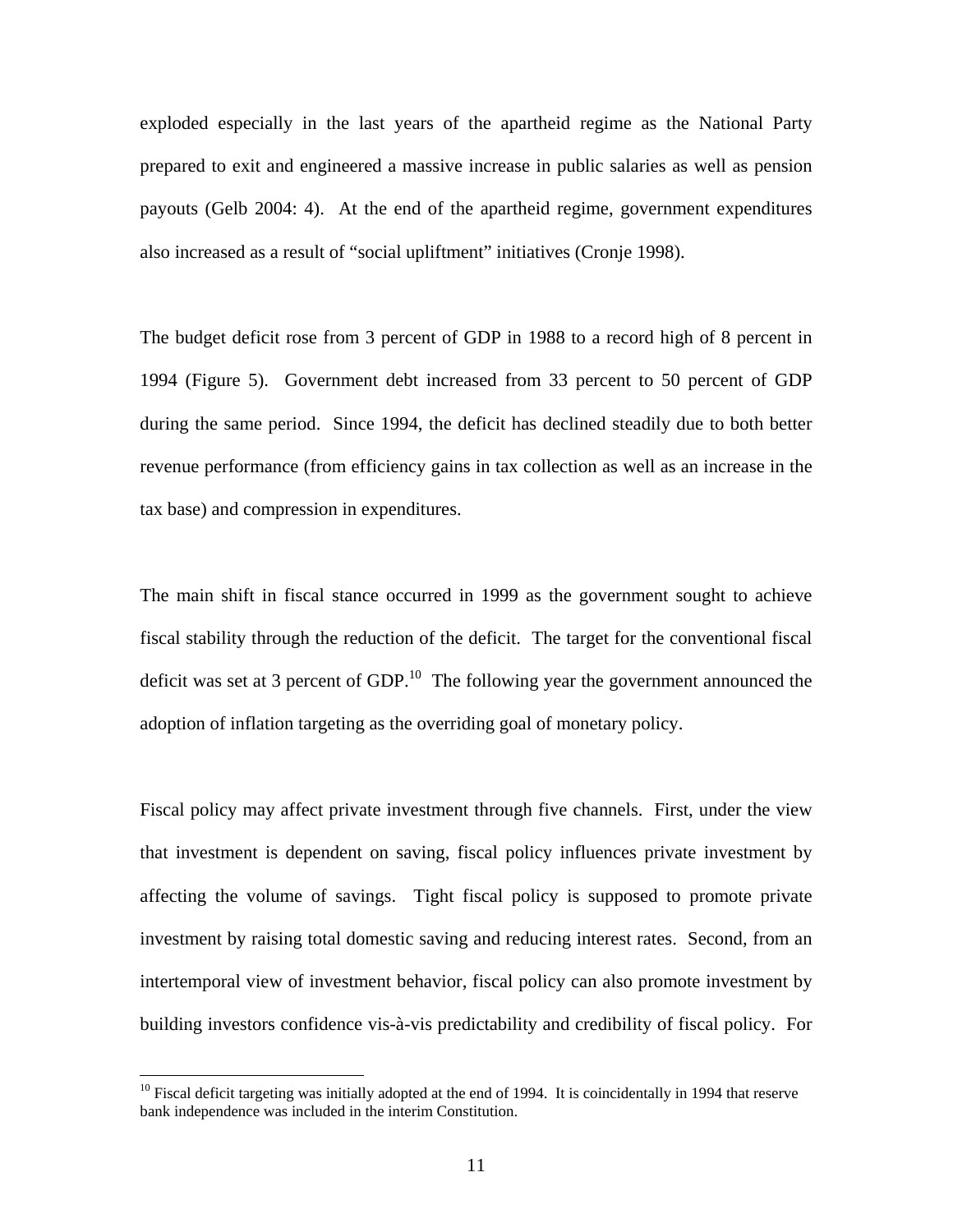exploded especially in the last years of the apartheid regime as the National Party prepared to exit and engineered a massive increase in public salaries as well as pension payouts (Gelb 2004: 4). At the end of the apartheid regime, government expenditures also increased as a result of "social upliftment" initiatives (Cronje 1998).

The budget deficit rose from 3 percent of GDP in 1988 to a record high of 8 percent in 1994 (Figure 5). Government debt increased from 33 percent to 50 percent of GDP during the same period. Since 1994, the deficit has declined steadily due to both better revenue performance (from efficiency gains in tax collection as well as an increase in the tax base) and compression in expenditures.

The main shift in fiscal stance occurred in 1999 as the government sought to achieve fiscal stability through the reduction of the deficit. The target for the conventional fiscal deficit was set at 3 percent of GDP.[10] The following year the government announced the adoption of inflation targeting as the overriding goal of monetary policy.

Fiscal policy may affect private investment through five channels. First, under the view that investment is dependent on saving, fiscal policy influences private investment by affecting the volume of savings. Tight fiscal policy is supposed to promote private investment by raising total domestic saving and reducing interest rates. Second, from an intertemporal view of investment behavior, fiscal policy can also promote investment by building investors confidence vis-à-vis predictability and credibility of fiscal policy. For

[10] Fiscal deficit targeting was initially adopted at the end of 1994. It is coincidentally in 1994 that reserve bank independence was included in the interim Constitution.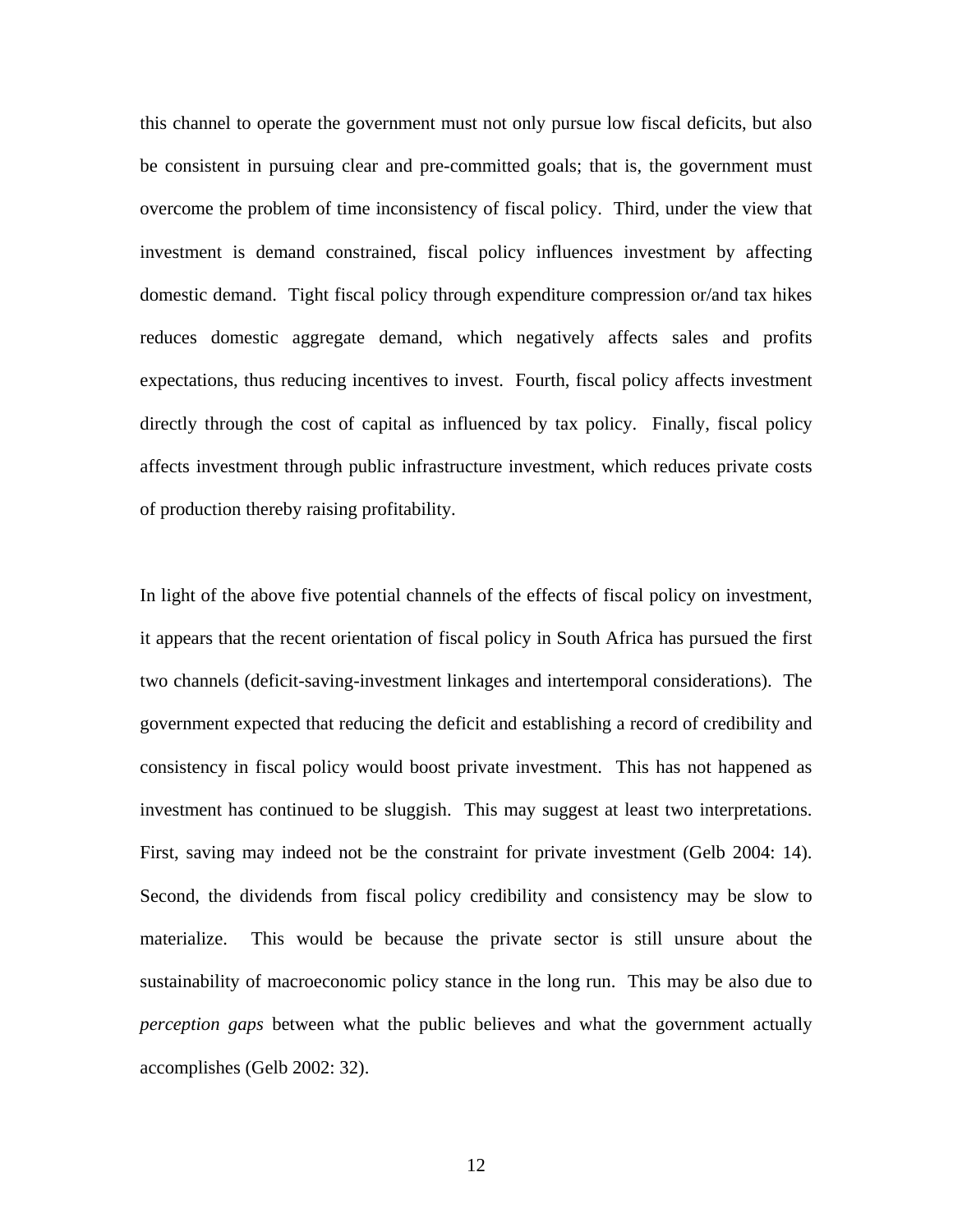this channel to operate the government must not only pursue low fiscal deficits, but also be consistent in pursuing clear and pre-committed goals; that is, the government must overcome the problem of time inconsistency of fiscal policy. Third, under the view that investment is demand constrained, fiscal policy influences investment by affecting domestic demand. Tight fiscal policy through expenditure compression or/and tax hikes reduces domestic aggregate demand, which negatively affects sales and profits expectations, thus reducing incentives to invest. Fourth, fiscal policy affects investment directly through the cost of capital as influenced by tax policy. Finally, fiscal policy affects investment through public infrastructure investment, which reduces private costs of production thereby raising profitability.

In light of the above five potential channels of the effects of fiscal policy on investment, it appears that the recent orientation of fiscal policy in South Africa has pursued the first two channels (deficit-saving-investment linkages and intertemporal considerations). The government expected that reducing the deficit and establishing a record of credibility and consistency in fiscal policy would boost private investment. This has not happened as investment has continued to be sluggish. This may suggest at least two interpretations. First, saving may indeed not be the constraint for private investment (Gelb 2004: 14). Second, the dividends from fiscal policy credibility and consistency may be slow to materialize. This would be because the private sector is still unsure about the sustainability of macroeconomic policy stance in the long run. This may be also due to *perception gaps* between what the public believes and what the government actually accomplishes (Gelb 2002: 32).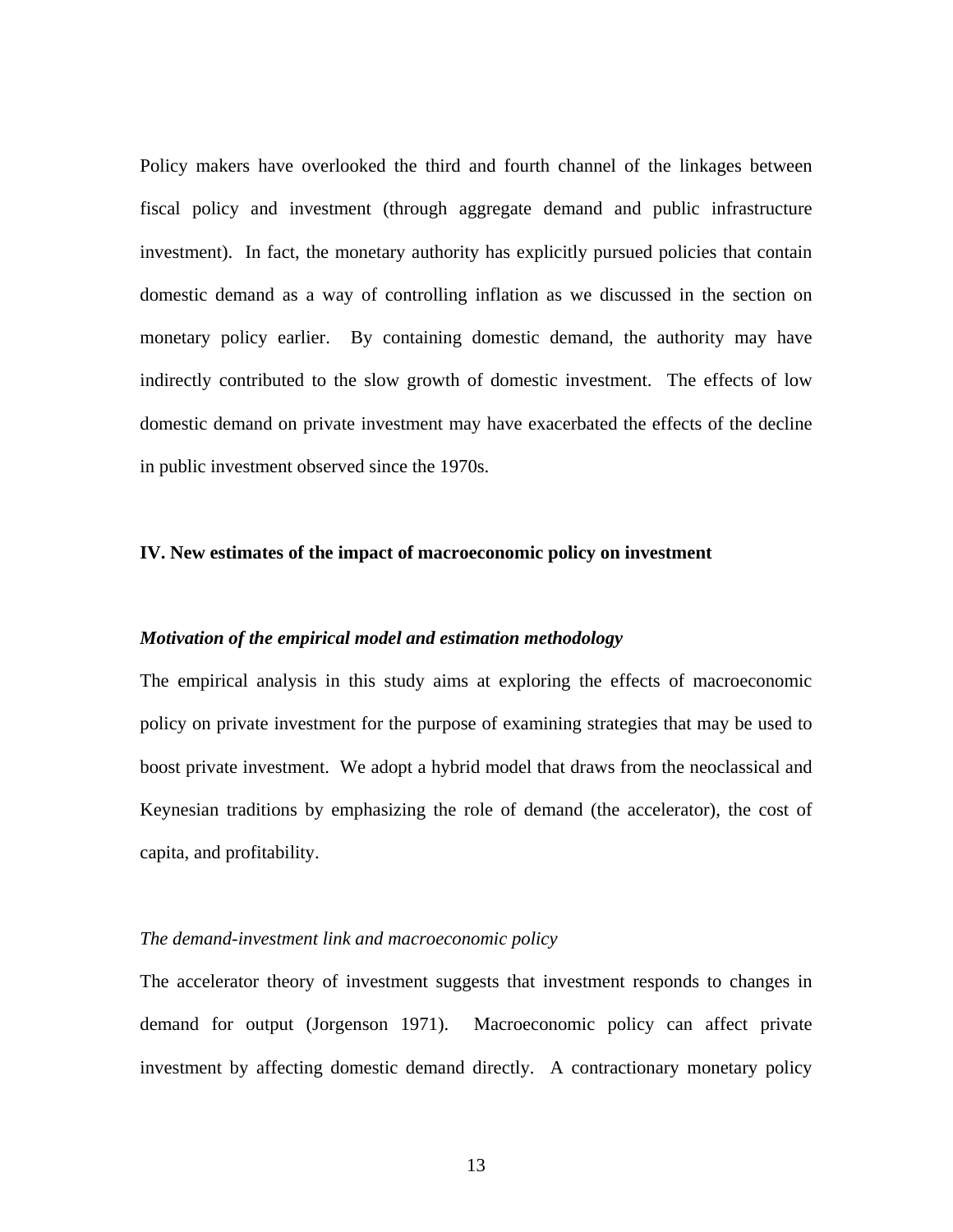Policy makers have overlooked the third and fourth channel of the linkages between fiscal policy and investment (through aggregate demand and public infrastructure investment). In fact, the monetary authority has explicitly pursued policies that contain domestic demand as a way of controlling inflation as we discussed in the section on monetary policy earlier. By containing domestic demand, the authority may have indirectly contributed to the slow growth of domestic investment. The effects of low domestic demand on private investment may have exacerbated the effects of the decline in public investment observed since the 1970s.

## IV. New estimates of the impact of macroeconomic policy on investment

### *Motivation of the empirical model and estimation methodology*

The empirical analysis in this study aims at exploring the effects of macroeconomic policy on private investment for the purpose of examining strategies that may be used to boost private investment. We adopt a hybrid model that draws from the neoclassical and Keynesian traditions by emphasizing the role of demand (the accelerator), the cost of capita, and profitability.

#### *The demand-investment link and macroeconomic policy*

The accelerator theory of investment suggests that investment responds to changes in demand for output (Jorgenson 1971). Macroeconomic policy can affect private investment by affecting domestic demand directly. A contractionary monetary policy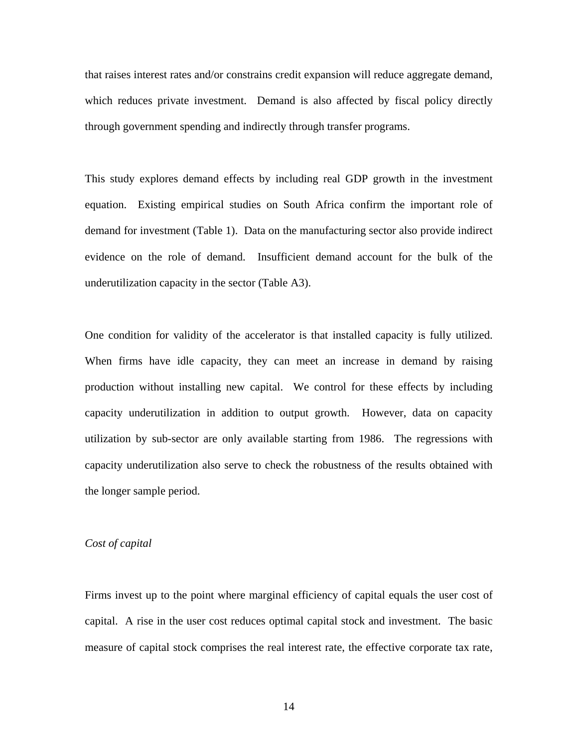that raises interest rates and/or constrains credit expansion will reduce aggregate demand, which reduces private investment. Demand is also affected by fiscal policy directly through government spending and indirectly through transfer programs.

This study explores demand effects by including real GDP growth in the investment equation. Existing empirical studies on South Africa confirm the important role of demand for investment (Table 1). Data on the manufacturing sector also provide indirect evidence on the role of demand. Insufficient demand account for the bulk of the underutilization capacity in the sector (Table A3).

One condition for validity of the accelerator is that installed capacity is fully utilized. When firms have idle capacity, they can meet an increase in demand by raising production without installing new capital. We control for these effects by including capacity underutilization in addition to output growth. However, data on capacity utilization by sub-sector are only available starting from 1986. The regressions with capacity underutilization also serve to check the robustness of the results obtained with the longer sample period.

*Cost of capital*

Firms invest up to the point where marginal efficiency of capital equals the user cost of capital. A rise in the user cost reduces optimal capital stock and investment. The basic measure of capital stock comprises the real interest rate, the effective corporate tax rate,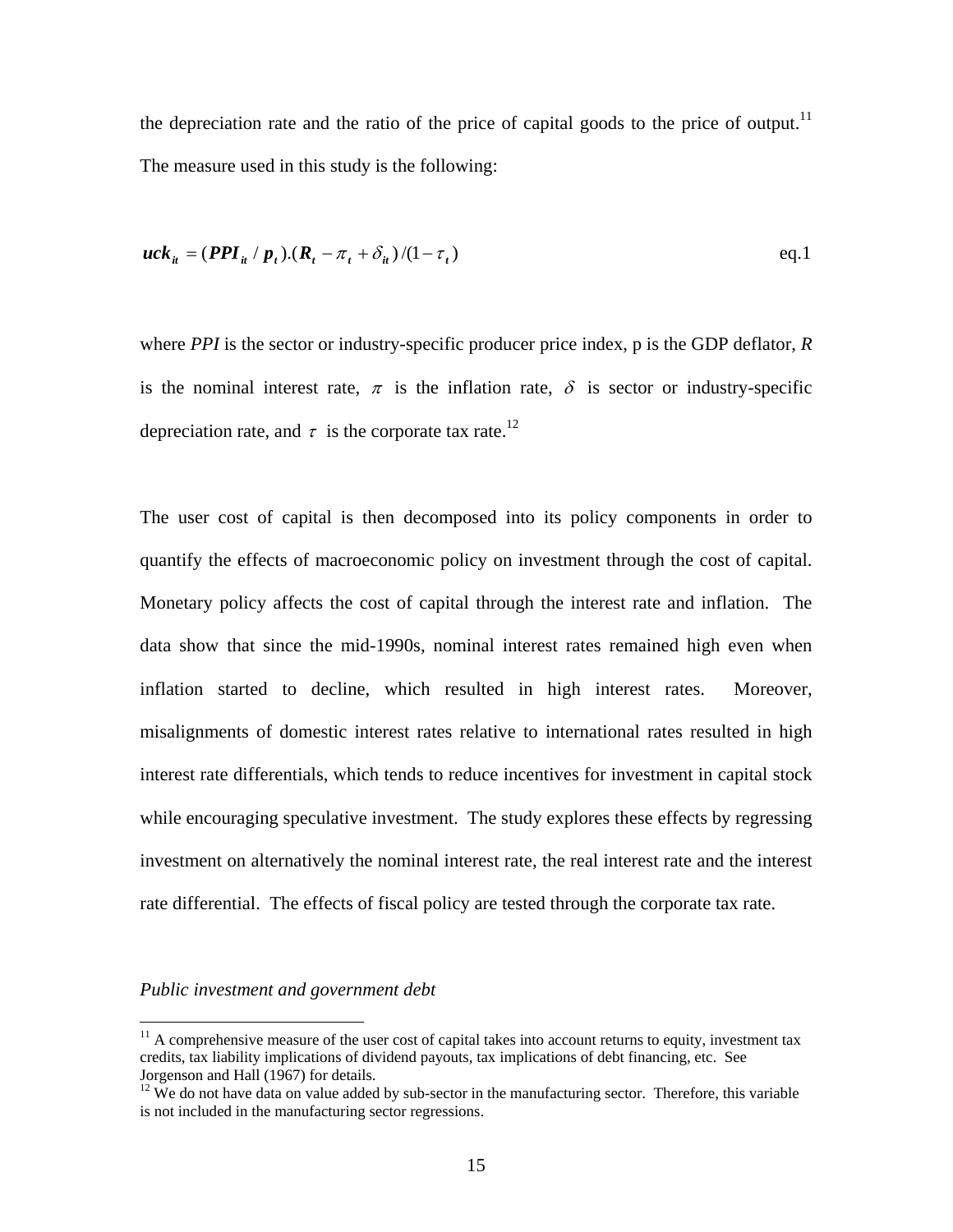the depreciation rate and the ratio of the price of capital goods to the price of output.[11] The measure used in this study is the following:

$$uck_{it} = (PPI_{it} / p_t).(R_t - \pi_t + \delta_{it}) / (1 - \tau_t) \qquad \text{eq.1}$$

where *PPI* is the sector or industry-specific producer price index, p is the GDP deflator, *R* is the nominal interest rate, $\pi$ is the inflation rate, $\delta$ is sector or industry-specific depreciation rate, and $\tau$ is the corporate tax rate.[12]

The user cost of capital is then decomposed into its policy components in order to quantify the effects of macroeconomic policy on investment through the cost of capital. Monetary policy affects the cost of capital through the interest rate and inflation. The data show that since the mid-1990s, nominal interest rates remained high even when inflation started to decline, which resulted in high interest rates. Moreover, misalignments of domestic interest rates relative to international rates resulted in high interest rate differentials, which tends to reduce incentives for investment in capital stock while encouraging speculative investment. The study explores these effects by regressing investment on alternatively the nominal interest rate, the real interest rate and the interest rate differential. The effects of fiscal policy are tested through the corporate tax rate.

*Public investment and government debt*

---

[11] A comprehensive measure of the user cost of capital takes into account returns to equity, investment tax credits, tax liability implications of dividend payouts, tax implications of debt financing, etc. See Jorgenson and Hall (1967) for details.

[12] We do not have data on value added by sub-sector in the manufacturing sector. Therefore, this variable is not included in the manufacturing sector regressions.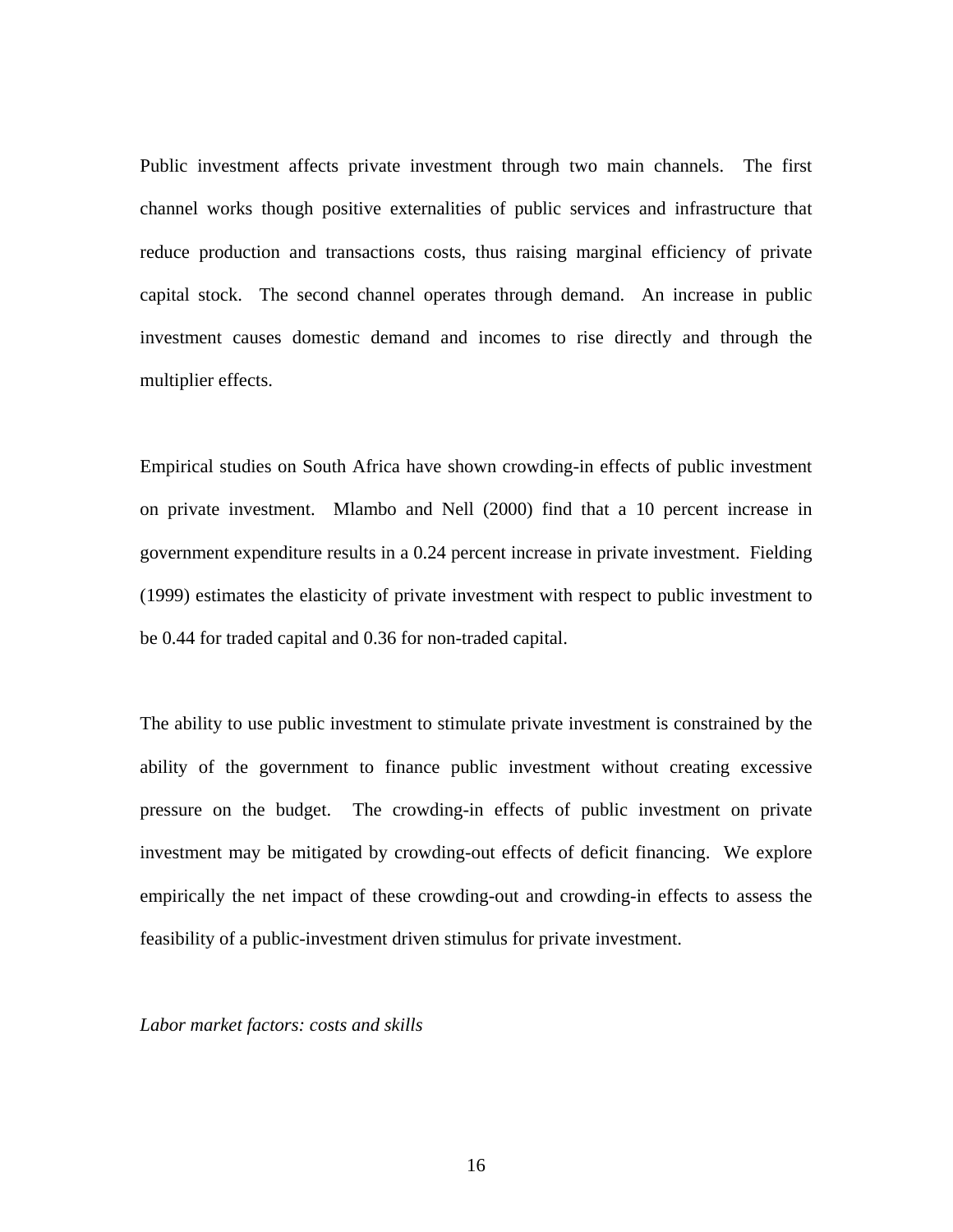Public investment affects private investment through two main channels. The first channel works though positive externalities of public services and infrastructure that reduce production and transactions costs, thus raising marginal efficiency of private capital stock. The second channel operates through demand. An increase in public investment causes domestic demand and incomes to rise directly and through the multiplier effects.

Empirical studies on South Africa have shown crowding-in effects of public investment on private investment. Mlambo and Nell (2000) find that a 10 percent increase in government expenditure results in a 0.24 percent increase in private investment. Fielding (1999) estimates the elasticity of private investment with respect to public investment to be 0.44 for traded capital and 0.36 for non-traded capital.

The ability to use public investment to stimulate private investment is constrained by the ability of the government to finance public investment without creating excessive pressure on the budget. The crowding-in effects of public investment on private investment may be mitigated by crowding-out effects of deficit financing. We explore empirically the net impact of these crowding-out and crowding-in effects to assess the feasibility of a public-investment driven stimulus for private investment.

*Labor market factors: costs and skills*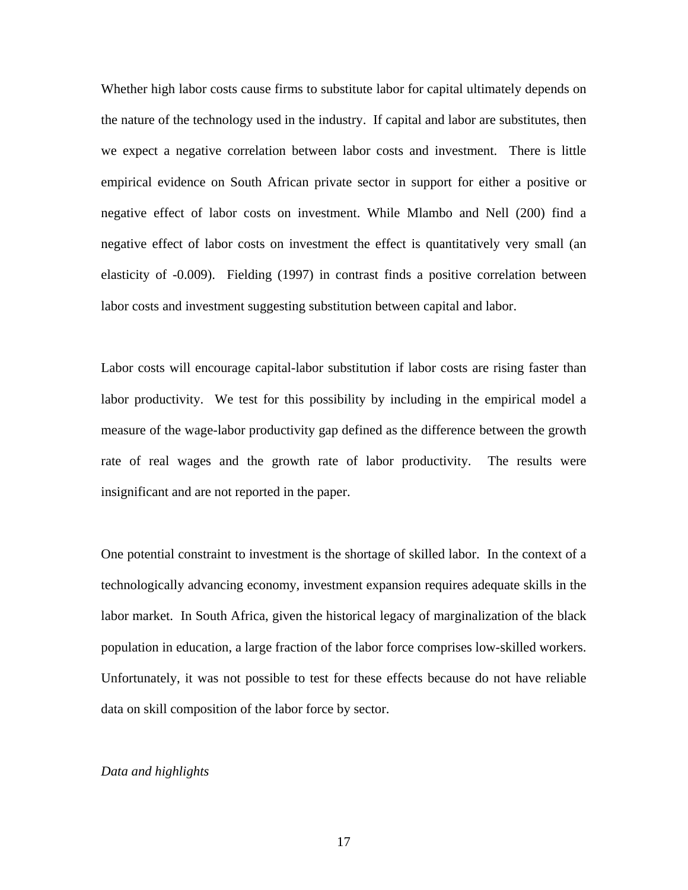Whether high labor costs cause firms to substitute labor for capital ultimately depends on the nature of the technology used in the industry. If capital and labor are substitutes, then we expect a negative correlation between labor costs and investment. There is little empirical evidence on South African private sector in support for either a positive or negative effect of labor costs on investment. While Mlambo and Nell (200) find a negative effect of labor costs on investment the effect is quantitatively very small (an elasticity of -0.009). Fielding (1997) in contrast finds a positive correlation between labor costs and investment suggesting substitution between capital and labor.

Labor costs will encourage capital-labor substitution if labor costs are rising faster than labor productivity. We test for this possibility by including in the empirical model a measure of the wage-labor productivity gap defined as the difference between the growth rate of real wages and the growth rate of labor productivity. The results were insignificant and are not reported in the paper.

One potential constraint to investment is the shortage of skilled labor. In the context of a technologically advancing economy, investment expansion requires adequate skills in the labor market. In South Africa, given the historical legacy of marginalization of the black population in education, a large fraction of the labor force comprises low-skilled workers. Unfortunately, it was not possible to test for these effects because do not have reliable data on skill composition of the labor force by sector.

*Data and highlights*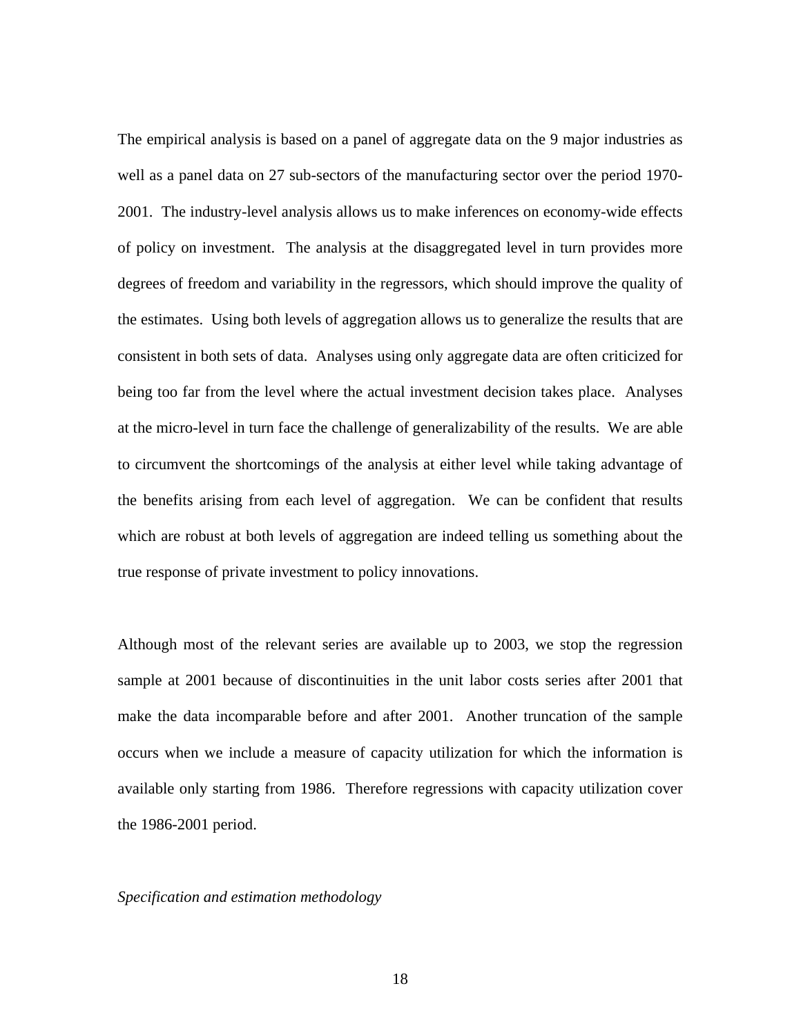The empirical analysis is based on a panel of aggregate data on the 9 major industries as well as a panel data on 27 sub-sectors of the manufacturing sector over the period 1970-2001. The industry-level analysis allows us to make inferences on economy-wide effects of policy on investment. The analysis at the disaggregated level in turn provides more degrees of freedom and variability in the regressors, which should improve the quality of the estimates. Using both levels of aggregation allows us to generalize the results that are consistent in both sets of data. Analyses using only aggregate data are often criticized for being too far from the level where the actual investment decision takes place. Analyses at the micro-level in turn face the challenge of generalizability of the results. We are able to circumvent the shortcomings of the analysis at either level while taking advantage of the benefits arising from each level of aggregation. We can be confident that results which are robust at both levels of aggregation are indeed telling us something about the true response of private investment to policy innovations.

Although most of the relevant series are available up to 2003, we stop the regression sample at 2001 because of discontinuities in the unit labor costs series after 2001 that make the data incomparable before and after 2001. Another truncation of the sample occurs when we include a measure of capacity utilization for which the information is available only starting from 1986. Therefore regressions with capacity utilization cover the 1986-2001 period.

*Specification and estimation methodology*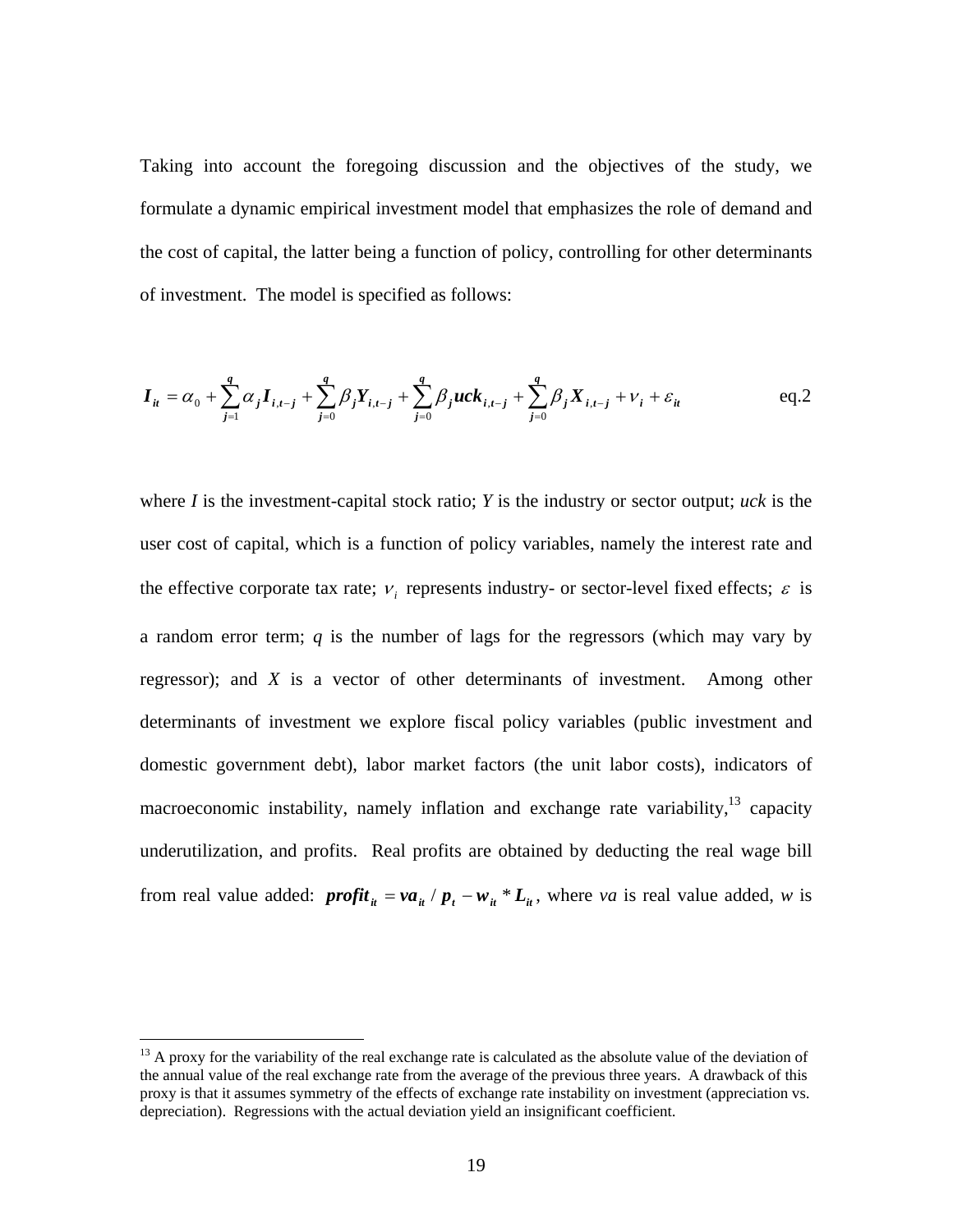Taking into account the foregoing discussion and the objectives of the study, we formulate a dynamic empirical investment model that emphasizes the role of demand and the cost of capital, the latter being a function of policy, controlling for other determinants of investment. The model is specified as follows:

$$\boldsymbol{I}_{it} = \alpha_0 + \sum_{j=1}^{q} \alpha_j \boldsymbol{I}_{i,t-j} + \sum_{j=0}^{q} \beta_j \boldsymbol{Y}_{i,t-j} + \sum_{j=0}^{q} \beta_j \boldsymbol{uck}_{i,t-j} + \sum_{j=0}^{q} \beta_j \boldsymbol{X}_{i,t-j} + \nu_i + \varepsilon_{it} \qquad \text{eq.2}$$

where *I* is the investment-capital stock ratio; *Y* is the industry or sector output; *uck* is the user cost of capital, which is a function of policy variables, namely the interest rate and the effective corporate tax rate; $\nu_i$ represents industry- or sector-level fixed effects; $\varepsilon$ is a random error term; *q* is the number of lags for the regressors (which may vary by regressor); and *X* is a vector of other determinants of investment. Among other determinants of investment we explore fiscal policy variables (public investment and domestic government debt), labor market factors (the unit labor costs), indicators of macroeconomic instability, namely inflation and exchange rate variability,[13] capacity underutilization, and profits. Real profits are obtained by deducting the real wage bill from real value added: $\boldsymbol{profit}_{it} = \boldsymbol{va}_{it} / \boldsymbol{p}_t - \boldsymbol{w}_{it} * \boldsymbol{L}_{it}$, where *va* is real value added, *w* is

[13] A proxy for the variability of the real exchange rate is calculated as the absolute value of the deviation of the annual value of the real exchange rate from the average of the previous three years. A drawback of this proxy is that it assumes symmetry of the effects of exchange rate instability on investment (appreciation vs. depreciation). Regressions with the actual deviation yield an insignificant coefficient.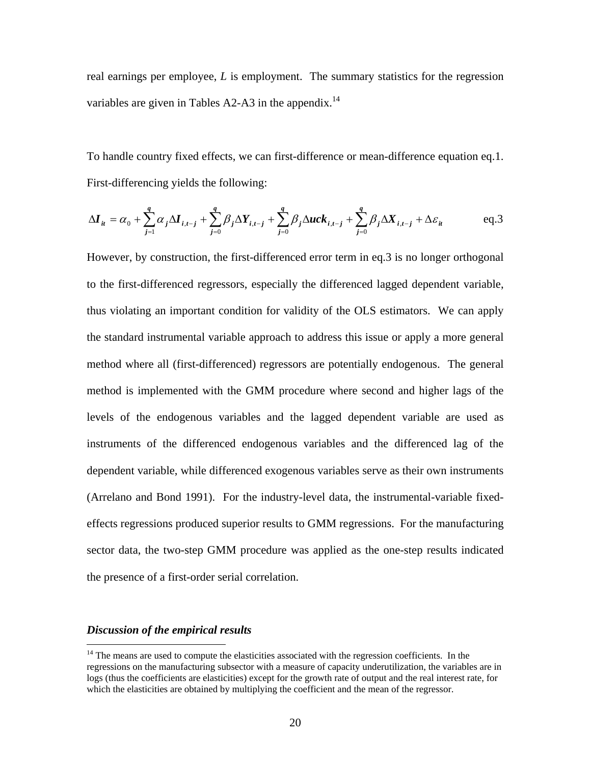real earnings per employee, $L$ is employment. The summary statistics for the regression variables are given in Tables A2-A3 in the appendix.[14]

To handle country fixed effects, we can first-difference or mean-difference equation eq.1. First-differencing yields the following:

$$\Delta \boldsymbol{I}_{it} = \alpha_0 + \sum_{j=1}^{q} \alpha_j \Delta \boldsymbol{I}_{i,t-j} + \sum_{j=0}^{q} \beta_j \Delta \boldsymbol{Y}_{i,t-j} + \sum_{j=0}^{q} \beta_j \Delta \boldsymbol{uck}_{i,t-j} + \sum_{j=0}^{q} \beta_j \Delta \boldsymbol{X}_{i,t-j} + \Delta \varepsilon_{it} \qquad \text{eq.3}$$

However, by construction, the first-differenced error term in eq.3 is no longer orthogonal to the first-differenced regressors, especially the differenced lagged dependent variable, thus violating an important condition for validity of the OLS estimators. We can apply the standard instrumental variable approach to address this issue or apply a more general method where all (first-differenced) regressors are potentially endogenous. The general method is implemented with the GMM procedure where second and higher lags of the levels of the endogenous variables and the lagged dependent variable are used as instruments of the differenced endogenous variables and the differenced lag of the dependent variable, while differenced exogenous variables serve as their own instruments (Arrelano and Bond 1991). For the industry-level data, the instrumental-variable fixed-effects regressions produced superior results to GMM regressions. For the manufacturing sector data, the two-step GMM procedure was applied as the one-step results indicated the presence of a first-order serial correlation.

### *Discussion of the empirical results*

[14] The means are used to compute the elasticities associated with the regression coefficients. In the regressions on the manufacturing subsector with a measure of capacity underutilization, the variables are in logs (thus the coefficients are elasticities) except for the growth rate of output and the real interest rate, for which the elasticities are obtained by multiplying the coefficient and the mean of the regressor.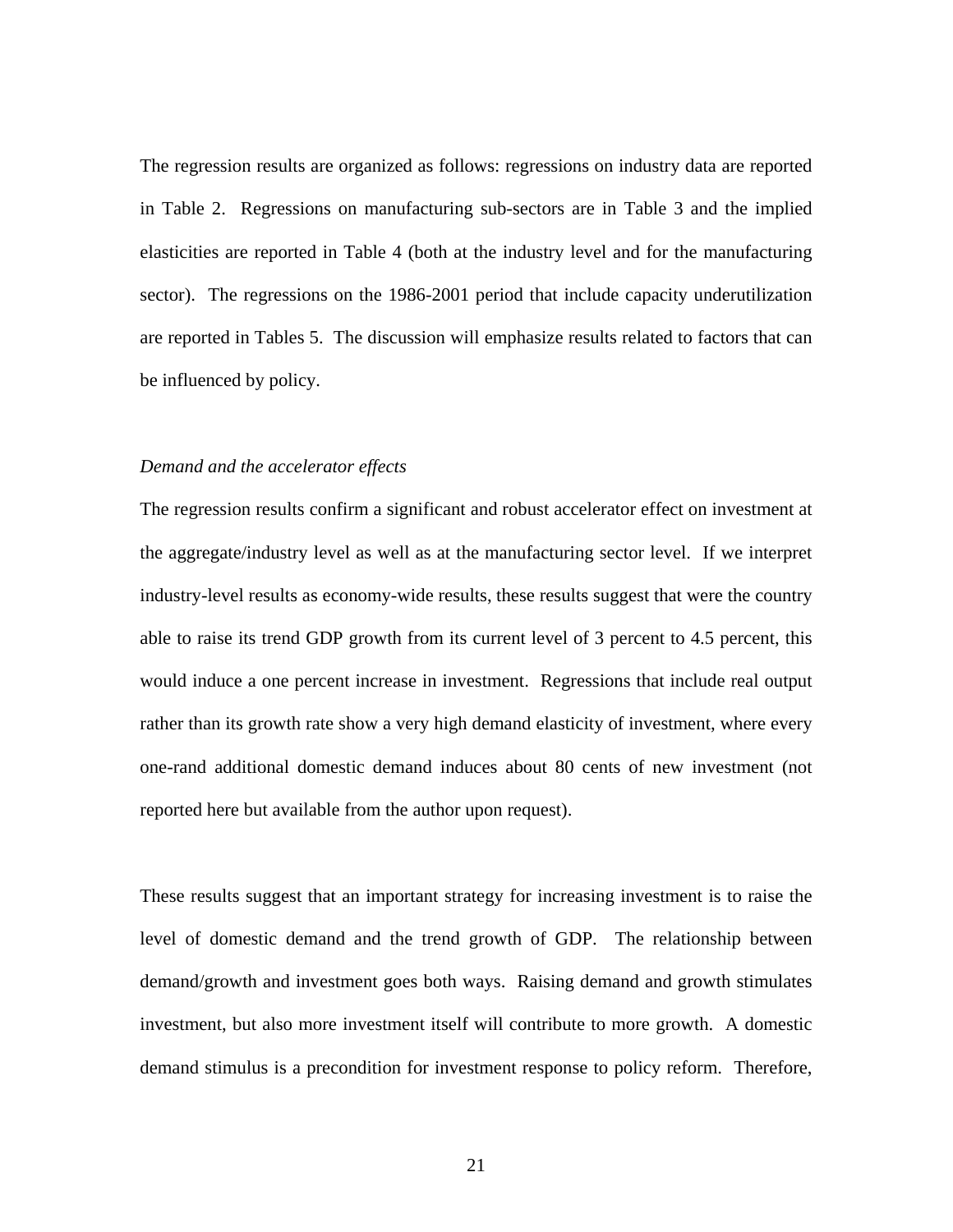The regression results are organized as follows: regressions on industry data are reported in Table 2. Regressions on manufacturing sub-sectors are in Table 3 and the implied elasticities are reported in Table 4 (both at the industry level and for the manufacturing sector). The regressions on the 1986-2001 period that include capacity underutilization are reported in Tables 5. The discussion will emphasize results related to factors that can be influenced by policy.

*Demand and the accelerator effects*

The regression results confirm a significant and robust accelerator effect on investment at the aggregate/industry level as well as at the manufacturing sector level. If we interpret industry-level results as economy-wide results, these results suggest that were the country able to raise its trend GDP growth from its current level of 3 percent to 4.5 percent, this would induce a one percent increase in investment. Regressions that include real output rather than its growth rate show a very high demand elasticity of investment, where every one-rand additional domestic demand induces about 80 cents of new investment (not reported here but available from the author upon request).

These results suggest that an important strategy for increasing investment is to raise the level of domestic demand and the trend growth of GDP. The relationship between demand/growth and investment goes both ways. Raising demand and growth stimulates investment, but also more investment itself will contribute to more growth. A domestic demand stimulus is a precondition for investment response to policy reform. Therefore,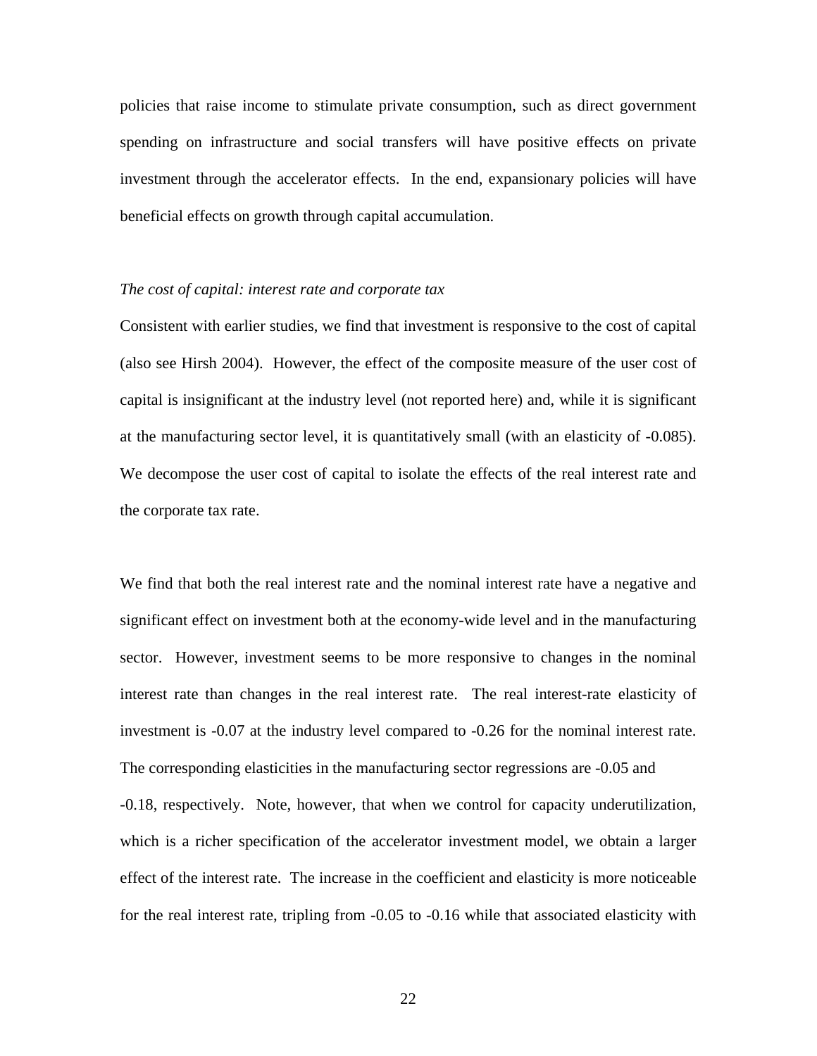policies that raise income to stimulate private consumption, such as direct government spending on infrastructure and social transfers will have positive effects on private investment through the accelerator effects. In the end, expansionary policies will have beneficial effects on growth through capital accumulation.

*The cost of capital: interest rate and corporate tax*

Consistent with earlier studies, we find that investment is responsive to the cost of capital (also see Hirsh 2004). However, the effect of the composite measure of the user cost of capital is insignificant at the industry level (not reported here) and, while it is significant at the manufacturing sector level, it is quantitatively small (with an elasticity of -0.085). We decompose the user cost of capital to isolate the effects of the real interest rate and the corporate tax rate.

We find that both the real interest rate and the nominal interest rate have a negative and significant effect on investment both at the economy-wide level and in the manufacturing sector. However, investment seems to be more responsive to changes in the nominal interest rate than changes in the real interest rate. The real interest-rate elasticity of investment is -0.07 at the industry level compared to -0.26 for the nominal interest rate. The corresponding elasticities in the manufacturing sector regressions are -0.05 and -0.18, respectively. Note, however, that when we control for capacity underutilization, which is a richer specification of the accelerator investment model, we obtain a larger effect of the interest rate. The increase in the coefficient and elasticity is more noticeable for the real interest rate, tripling from -0.05 to -0.16 while that associated elasticity with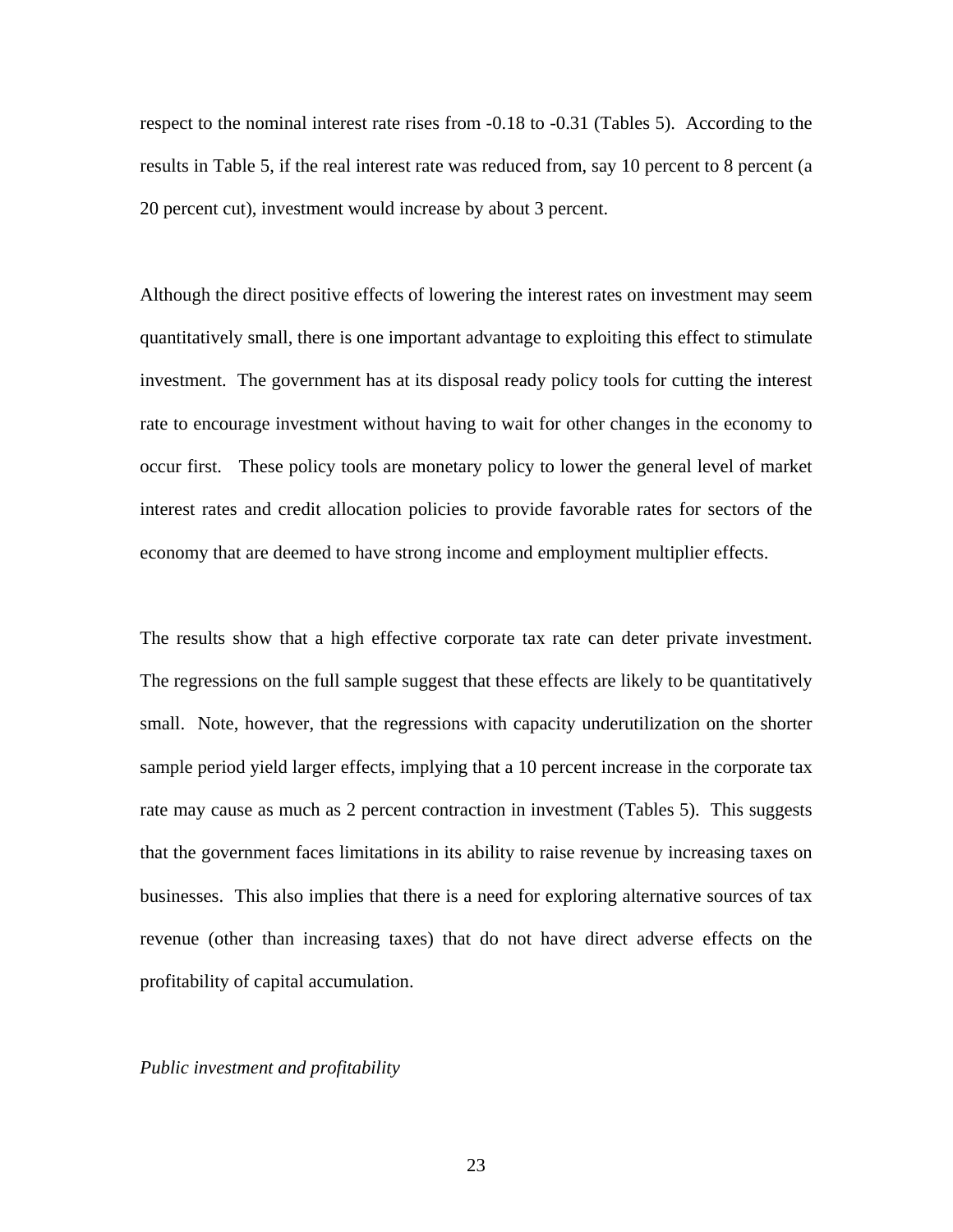respect to the nominal interest rate rises from -0.18 to -0.31 (Tables 5). According to the results in Table 5, if the real interest rate was reduced from, say 10 percent to 8 percent (a 20 percent cut), investment would increase by about 3 percent.

Although the direct positive effects of lowering the interest rates on investment may seem quantitatively small, there is one important advantage to exploiting this effect to stimulate investment. The government has at its disposal ready policy tools for cutting the interest rate to encourage investment without having to wait for other changes in the economy to occur first. These policy tools are monetary policy to lower the general level of market interest rates and credit allocation policies to provide favorable rates for sectors of the economy that are deemed to have strong income and employment multiplier effects.

The results show that a high effective corporate tax rate can deter private investment. The regressions on the full sample suggest that these effects are likely to be quantitatively small. Note, however, that the regressions with capacity underutilization on the shorter sample period yield larger effects, implying that a 10 percent increase in the corporate tax rate may cause as much as 2 percent contraction in investment (Tables 5). This suggests that the government faces limitations in its ability to raise revenue by increasing taxes on businesses. This also implies that there is a need for exploring alternative sources of tax revenue (other than increasing taxes) that do not have direct adverse effects on the profitability of capital accumulation.

*Public investment and profitability*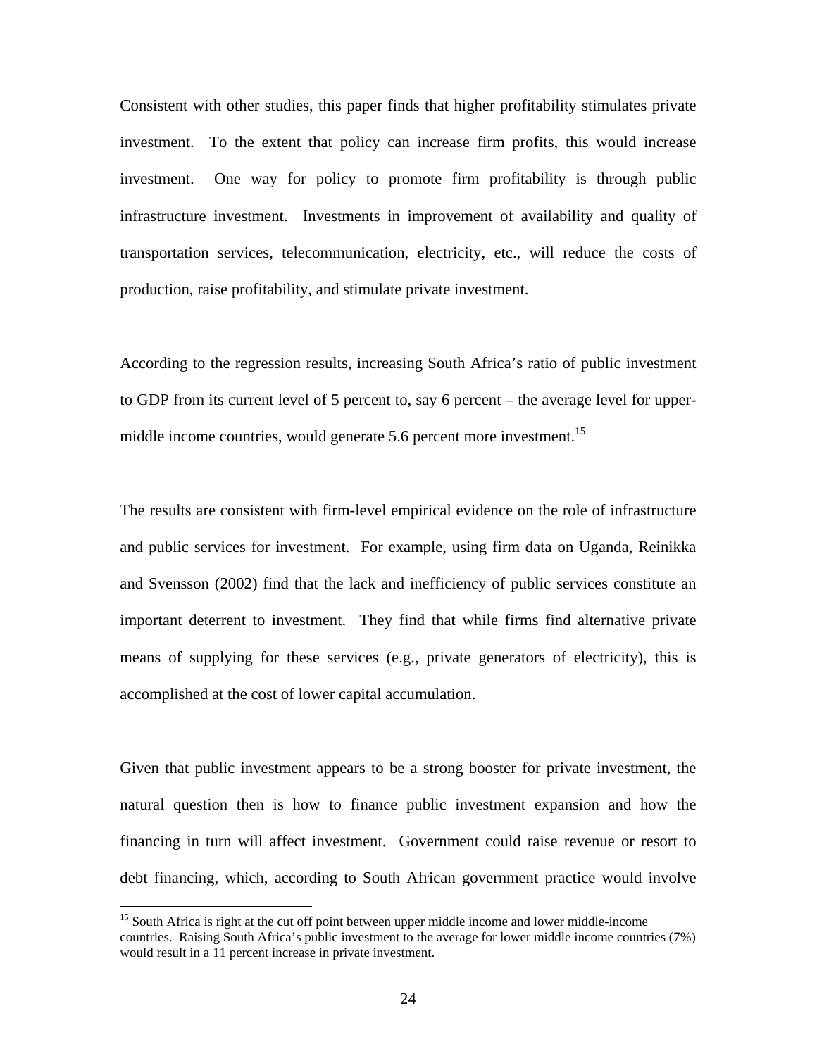Consistent with other studies, this paper finds that higher profitability stimulates private investment. To the extent that policy can increase firm profits, this would increase investment. One way for policy to promote firm profitability is through public infrastructure investment. Investments in improvement of availability and quality of transportation services, telecommunication, electricity, etc., will reduce the costs of production, raise profitability, and stimulate private investment.

According to the regression results, increasing South Africa's ratio of public investment to GDP from its current level of 5 percent to, say 6 percent – the average level for upper-middle income countries, would generate 5.6 percent more investment.[15]

The results are consistent with firm-level empirical evidence on the role of infrastructure and public services for investment. For example, using firm data on Uganda, Reinikka and Svensson (2002) find that the lack and inefficiency of public services constitute an important deterrent to investment. They find that while firms find alternative private means of supplying for these services (e.g., private generators of electricity), this is accomplished at the cost of lower capital accumulation.

Given that public investment appears to be a strong booster for private investment, the natural question then is how to finance public investment expansion and how the financing in turn will affect investment. Government could raise revenue or resort to debt financing, which, according to South African government practice would involve

[15] South Africa is right at the cut off point between upper middle income and lower middle-income countries. Raising South Africa's public investment to the average for lower middle income countries (7%) would result in a 11 percent increase in private investment.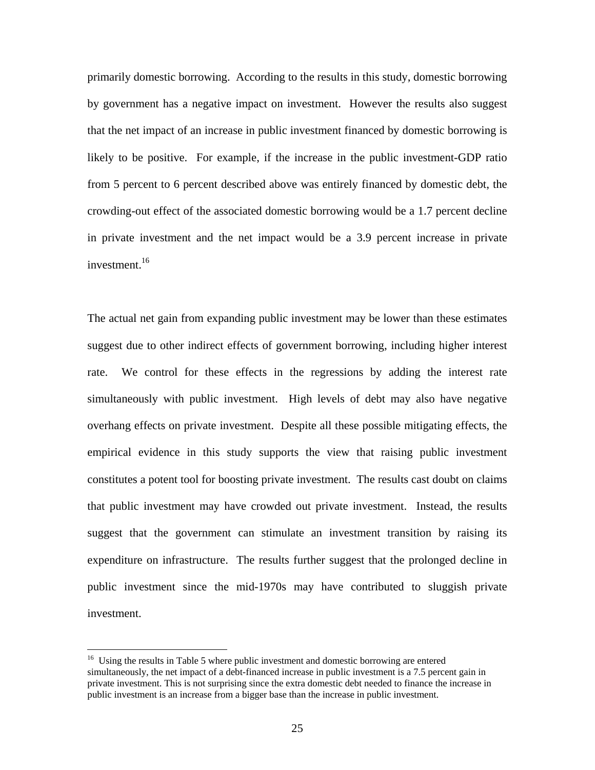primarily domestic borrowing. According to the results in this study, domestic borrowing by government has a negative impact on investment. However the results also suggest that the net impact of an increase in public investment financed by domestic borrowing is likely to be positive. For example, if the increase in the public investment-GDP ratio from 5 percent to 6 percent described above was entirely financed by domestic debt, the crowding-out effect of the associated domestic borrowing would be a 1.7 percent decline in private investment and the net impact would be a 3.9 percent increase in private investment.[16]

The actual net gain from expanding public investment may be lower than these estimates suggest due to other indirect effects of government borrowing, including higher interest rate. We control for these effects in the regressions by adding the interest rate simultaneously with public investment. High levels of debt may also have negative overhang effects on private investment. Despite all these possible mitigating effects, the empirical evidence in this study supports the view that raising public investment constitutes a potent tool for boosting private investment. The results cast doubt on claims that public investment may have crowded out private investment. Instead, the results suggest that the government can stimulate an investment transition by raising its expenditure on infrastructure. The results further suggest that the prolonged decline in public investment since the mid-1970s may have contributed to sluggish private investment.

---

[16] Using the results in Table 5 where public investment and domestic borrowing are entered simultaneously, the net impact of a debt-financed increase in public investment is a 7.5 percent gain in private investment. This is not surprising since the extra domestic debt needed to finance the increase in public investment is an increase from a bigger base than the increase in public investment.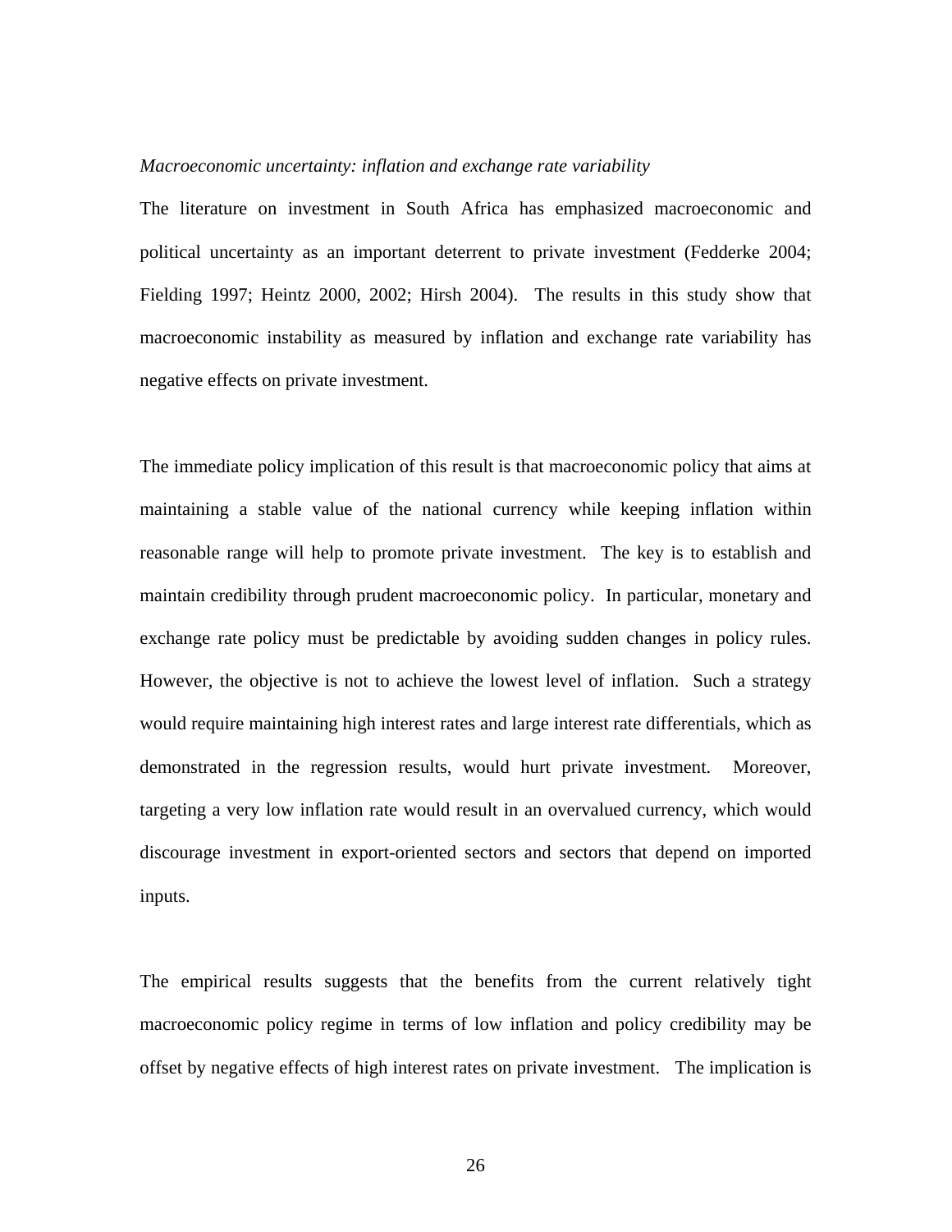*Macroeconomic uncertainty: inflation and exchange rate variability*

The literature on investment in South Africa has emphasized macroeconomic and political uncertainty as an important deterrent to private investment (Fedderke 2004; Fielding 1997; Heintz 2000, 2002; Hirsh 2004). The results in this study show that macroeconomic instability as measured by inflation and exchange rate variability has negative effects on private investment.

The immediate policy implication of this result is that macroeconomic policy that aims at maintaining a stable value of the national currency while keeping inflation within reasonable range will help to promote private investment. The key is to establish and maintain credibility through prudent macroeconomic policy. In particular, monetary and exchange rate policy must be predictable by avoiding sudden changes in policy rules. However, the objective is not to achieve the lowest level of inflation. Such a strategy would require maintaining high interest rates and large interest rate differentials, which as demonstrated in the regression results, would hurt private investment. Moreover, targeting a very low inflation rate would result in an overvalued currency, which would discourage investment in export-oriented sectors and sectors that depend on imported inputs.

The empirical results suggests that the benefits from the current relatively tight macroeconomic policy regime in terms of low inflation and policy credibility may be offset by negative effects of high interest rates on private investment. The implication is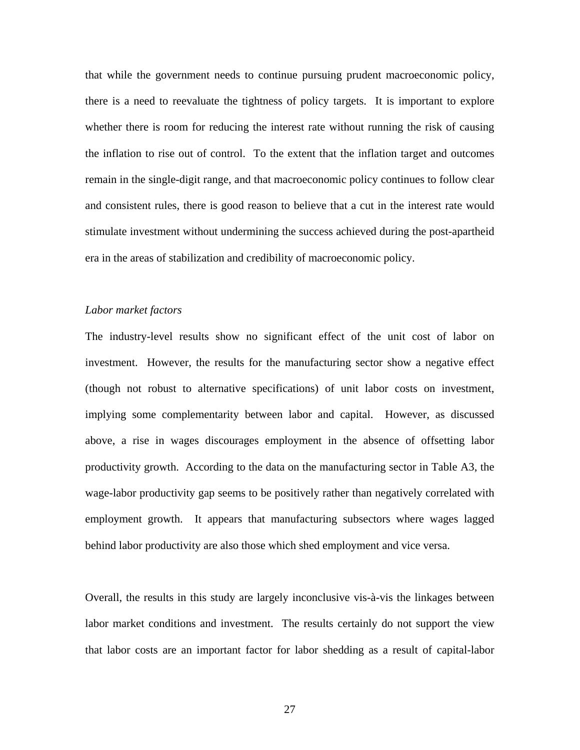that while the government needs to continue pursuing prudent macroeconomic policy, there is a need to reevaluate the tightness of policy targets. It is important to explore whether there is room for reducing the interest rate without running the risk of causing the inflation to rise out of control. To the extent that the inflation target and outcomes remain in the single-digit range, and that macroeconomic policy continues to follow clear and consistent rules, there is good reason to believe that a cut in the interest rate would stimulate investment without undermining the success achieved during the post-apartheid era in the areas of stabilization and credibility of macroeconomic policy.

*Labor market factors*

The industry-level results show no significant effect of the unit cost of labor on investment. However, the results for the manufacturing sector show a negative effect (though not robust to alternative specifications) of unit labor costs on investment, implying some complementarity between labor and capital. However, as discussed above, a rise in wages discourages employment in the absence of offsetting labor productivity growth. According to the data on the manufacturing sector in Table A3, the wage-labor productivity gap seems to be positively rather than negatively correlated with employment growth. It appears that manufacturing subsectors where wages lagged behind labor productivity are also those which shed employment and vice versa.

Overall, the results in this study are largely inconclusive vis-à-vis the linkages between labor market conditions and investment. The results certainly do not support the view that labor costs are an important factor for labor shedding as a result of capital-labor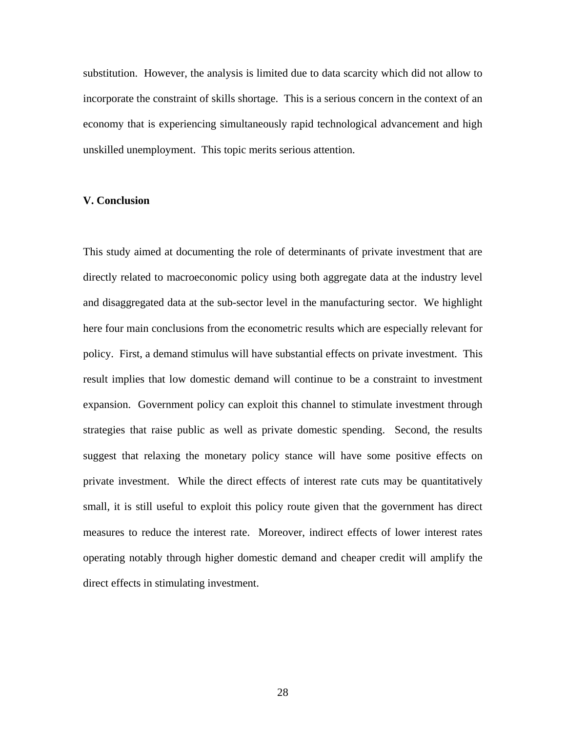substitution. However, the analysis is limited due to data scarcity which did not allow to incorporate the constraint of skills shortage. This is a serious concern in the context of an economy that is experiencing simultaneously rapid technological advancement and high unskilled unemployment. This topic merits serious attention.

## V. Conclusion

This study aimed at documenting the role of determinants of private investment that are directly related to macroeconomic policy using both aggregate data at the industry level and disaggregated data at the sub-sector level in the manufacturing sector. We highlight here four main conclusions from the econometric results which are especially relevant for policy. First, a demand stimulus will have substantial effects on private investment. This result implies that low domestic demand will continue to be a constraint to investment expansion. Government policy can exploit this channel to stimulate investment through strategies that raise public as well as private domestic spending. Second, the results suggest that relaxing the monetary policy stance will have some positive effects on private investment. While the direct effects of interest rate cuts may be quantitatively small, it is still useful to exploit this policy route given that the government has direct measures to reduce the interest rate. Moreover, indirect effects of lower interest rates operating notably through higher domestic demand and cheaper credit will amplify the direct effects in stimulating investment.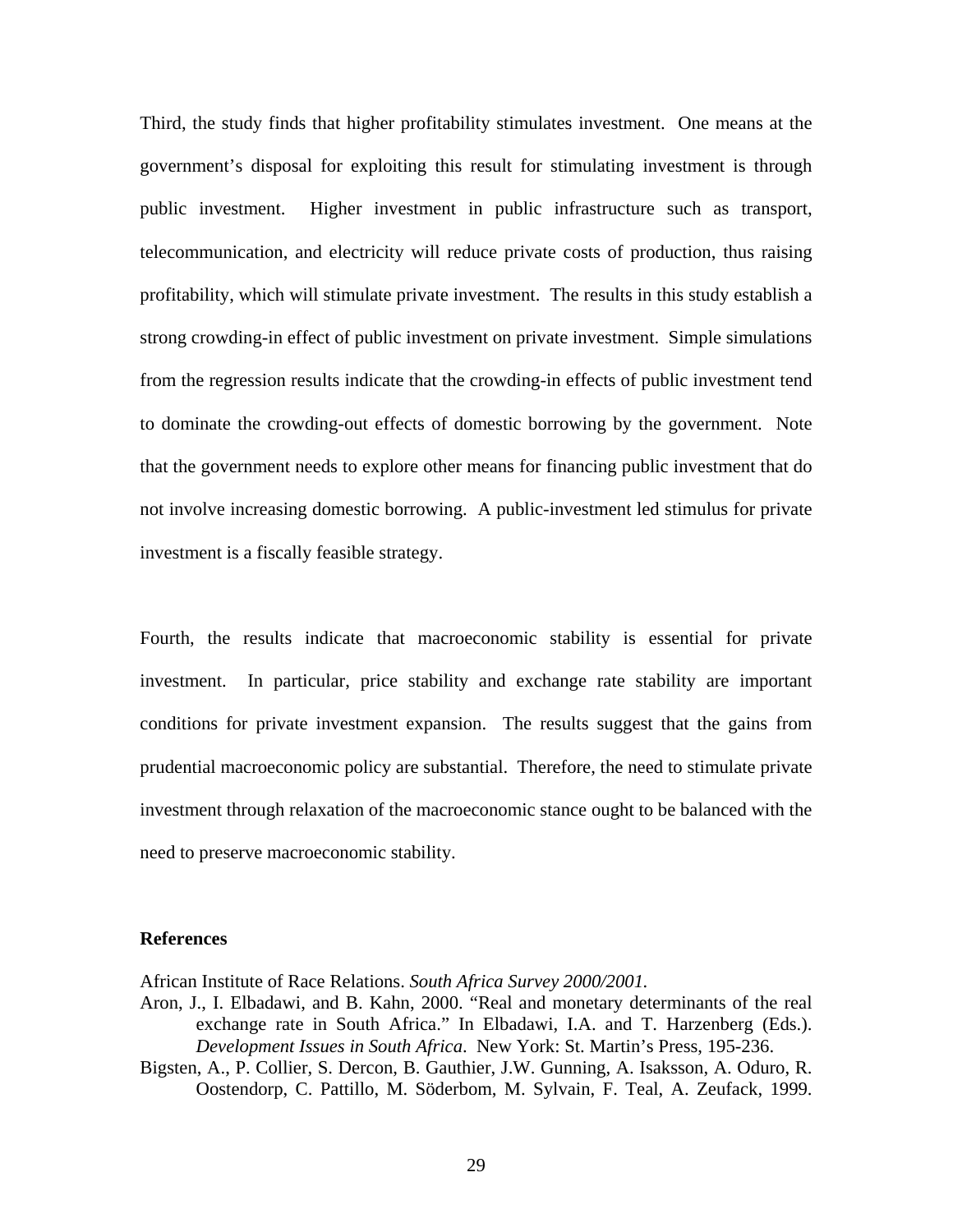Third, the study finds that higher profitability stimulates investment. One means at the government's disposal for exploiting this result for stimulating investment is through public investment. Higher investment in public infrastructure such as transport, telecommunication, and electricity will reduce private costs of production, thus raising profitability, which will stimulate private investment. The results in this study establish a strong crowding-in effect of public investment on private investment. Simple simulations from the regression results indicate that the crowding-in effects of public investment tend to dominate the crowding-out effects of domestic borrowing by the government. Note that the government needs to explore other means for financing public investment that do not involve increasing domestic borrowing. A public-investment led stimulus for private investment is a fiscally feasible strategy.

Fourth, the results indicate that macroeconomic stability is essential for private investment. In particular, price stability and exchange rate stability are important conditions for private investment expansion. The results suggest that the gains from prudential macroeconomic policy are substantial. Therefore, the need to stimulate private investment through relaxation of the macroeconomic stance ought to be balanced with the need to preserve macroeconomic stability.

**References**

African Institute of Race Relations. *South Africa Survey 2000/2001.*

Aron, J., I. Elbadawi, and B. Kahn, 2000. "Real and monetary determinants of the real exchange rate in South Africa." In Elbadawi, I.A. and T. Harzenberg (Eds.). *Development Issues in South Africa*. New York: St. Martin's Press, 195-236.

Bigsten, A., P. Collier, S. Dercon, B. Gauthier, J.W. Gunning, A. Isaksson, A. Oduro, R. Oostendorp, C. Pattillo, M. Söderbom, M. Sylvain, F. Teal, A. Zeufack, 1999.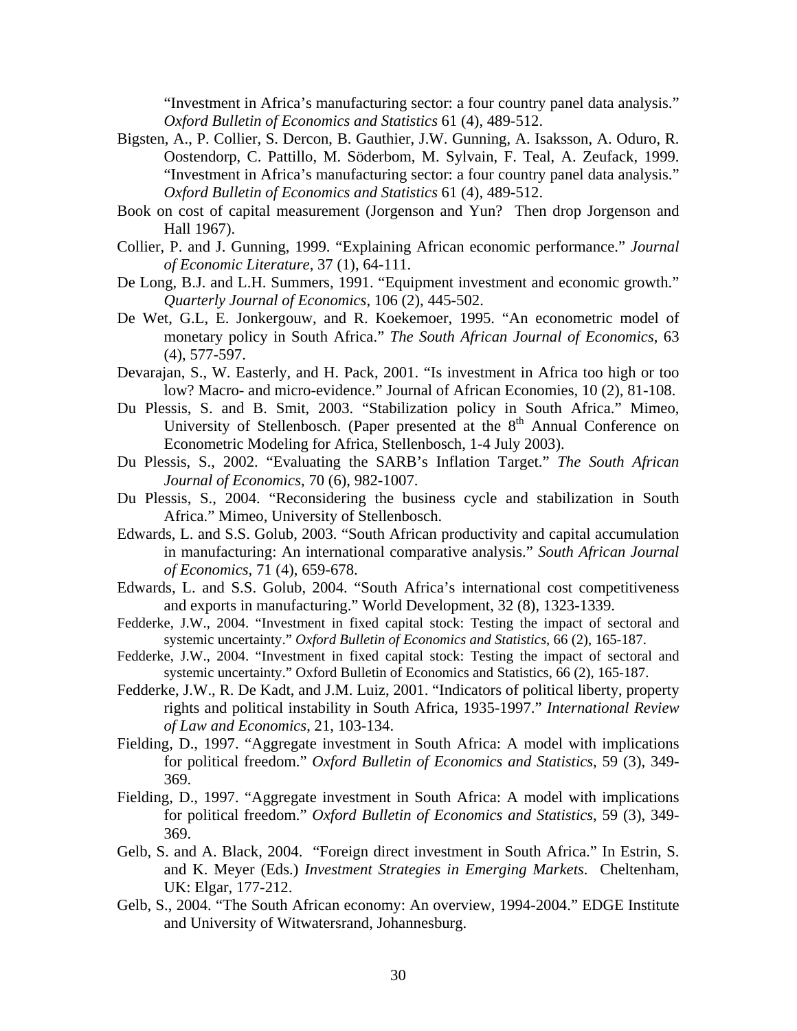“Investment in Africa’s manufacturing sector: a four country panel data analysis.” *Oxford Bulletin of Economics and Statistics* 61 (4), 489-512.

Bigsten, A., P. Collier, S. Dercon, B. Gauthier, J.W. Gunning, A. Isaksson, A. Oduro, R. Oostendorp, C. Pattillo, M. Söderbom, M. Sylvain, F. Teal, A. Zeufack, 1999. “Investment in Africa’s manufacturing sector: a four country panel data analysis.” *Oxford Bulletin of Economics and Statistics* 61 (4), 489-512.

Book on cost of capital measurement (Jorgenson and Yun? Then drop Jorgenson and Hall 1967).

Collier, P. and J. Gunning, 1999. “Explaining African economic performance.” *Journal of Economic Literature*, 37 (1), 64-111.

De Long, B.J. and L.H. Summers, 1991. “Equipment investment and economic growth.” *Quarterly Journal of Economics*, 106 (2), 445-502.

De Wet, G.L, E. Jonkergouw, and R. Koekemoer, 1995. “An econometric model of monetary policy in South Africa.” *The South African Journal of Economics*, 63 (4), 577-597.

Devarajan, S., W. Easterly, and H. Pack, 2001. “Is investment in Africa too high or too low? Macro- and micro-evidence.” Journal of African Economies, 10 (2), 81-108.

Du Plessis, S. and B. Smit, 2003. “Stabilization policy in South Africa.” Mimeo, University of Stellenbosch. (Paper presented at the 8th Annual Conference on Econometric Modeling for Africa, Stellenbosch, 1-4 July 2003).

Du Plessis, S., 2002. “Evaluating the SARB’s Inflation Target.” *The South African Journal of Economics*, 70 (6), 982-1007.

Du Plessis, S., 2004. “Reconsidering the business cycle and stabilization in South Africa.” Mimeo, University of Stellenbosch.

Edwards, L. and S.S. Golub, 2003. “South African productivity and capital accumulation in manufacturing: An international comparative analysis.” *South African Journal of Economics*, 71 (4), 659-678.

Edwards, L. and S.S. Golub, 2004. “South Africa’s international cost competitiveness and exports in manufacturing.” World Development, 32 (8), 1323-1339.

Fedderke, J.W., 2004. “Investment in fixed capital stock: Testing the impact of sectoral and systemic uncertainty.” *Oxford Bulletin of Economics and Statistics*, 66 (2), 165-187.

Fedderke, J.W., 2004. “Investment in fixed capital stock: Testing the impact of sectoral and systemic uncertainty.” Oxford Bulletin of Economics and Statistics, 66 (2), 165-187.

Fedderke, J.W., R. De Kadt, and J.M. Luiz, 2001. “Indicators of political liberty, property rights and political instability in South Africa, 1935-1997.” *International Review of Law and Economics*, 21, 103-134.

Fielding, D., 1997. “Aggregate investment in South Africa: A model with implications for political freedom.” *Oxford Bulletin of Economics and Statistics*, 59 (3), 349-369.

Fielding, D., 1997. “Aggregate investment in South Africa: A model with implications for political freedom.” *Oxford Bulletin of Economics and Statistics*, 59 (3), 349-369.

Gelb, S. and A. Black, 2004. “Foreign direct investment in South Africa.” In Estrin, S. and K. Meyer (Eds.) *Investment Strategies in Emerging Markets*. Cheltenham, UK: Elgar, 177-212.

Gelb, S., 2004. “The South African economy: An overview, 1994-2004.” EDGE Institute and University of Witwatersrand, Johannesburg.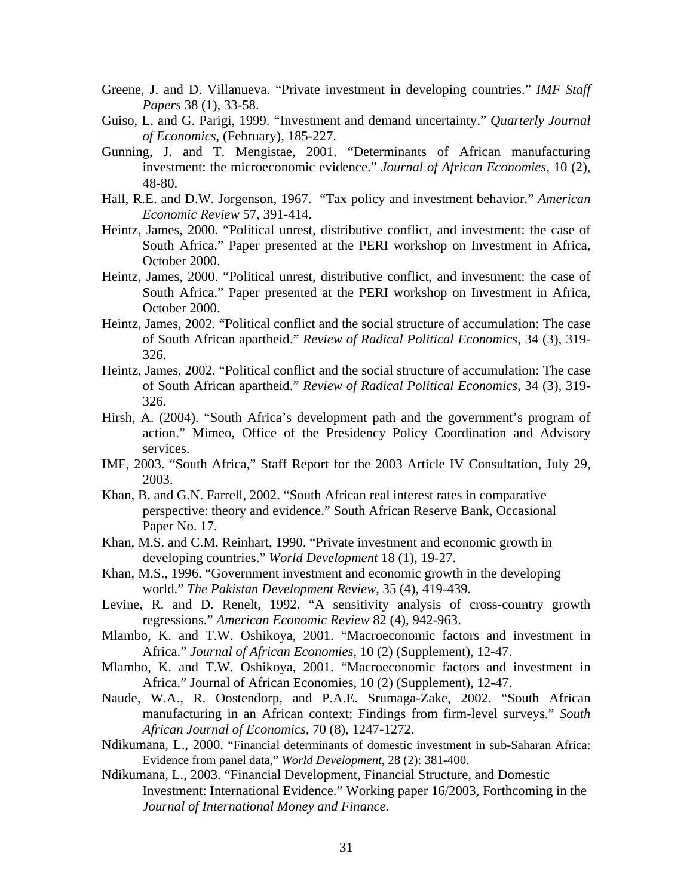Greene, J. and D. Villanueva. "Private investment in developing countries." *IMF Staff Papers* 38 (1), 33-58.

Guiso, L. and G. Parigi, 1999. "Investment and demand uncertainty." *Quarterly Journal of Economics*, (February), 185-227.

Gunning, J. and T. Mengistae, 2001. "Determinants of African manufacturing investment: the microeconomic evidence." *Journal of African Economies*, 10 (2), 48-80.

Hall, R.E. and D.W. Jorgenson, 1967. "Tax policy and investment behavior." *American Economic Review* 57, 391-414.

Heintz, James, 2000. "Political unrest, distributive conflict, and investment: the case of South Africa." Paper presented at the PERI workshop on Investment in Africa, October 2000.

Heintz, James, 2000. "Political unrest, distributive conflict, and investment: the case of South Africa." Paper presented at the PERI workshop on Investment in Africa, October 2000.

Heintz, James, 2002. "Political conflict and the social structure of accumulation: The case of South African apartheid." *Review of Radical Political Economics*, 34 (3), 319-326.

Heintz, James, 2002. "Political conflict and the social structure of accumulation: The case of South African apartheid." *Review of Radical Political Economics*, 34 (3), 319-326.

Hirsh, A. (2004). "South Africa's development path and the government's program of action." Mimeo, Office of the Presidency Policy Coordination and Advisory services.

IMF, 2003. "South Africa," Staff Report for the 2003 Article IV Consultation, July 29, 2003.

Khan, B. and G.N. Farrell, 2002. "South African real interest rates in comparative perspective: theory and evidence." South African Reserve Bank, Occasional Paper No. 17.

Khan, M.S. and C.M. Reinhart, 1990. "Private investment and economic growth in developing countries." *World Development* 18 (1), 19-27.

Khan, M.S., 1996. "Government investment and economic growth in the developing world." *The Pakistan Development Review*, 35 (4), 419-439.

Levine, R. and D. Renelt, 1992. "A sensitivity analysis of cross-country growth regressions." *American Economic Review* 82 (4), 942-963.

Mlambo, K. and T.W. Oshikoya, 2001. "Macroeconomic factors and investment in Africa." *Journal of African Economies*, 10 (2) (Supplement), 12-47.

Mlambo, K. and T.W. Oshikoya, 2001. "Macroeconomic factors and investment in Africa." Journal of African Economies, 10 (2) (Supplement), 12-47.

Naude, W.A., R. Oostendorp, and P.A.E. Srumaga-Zake, 2002. "South African manufacturing in an African context: Findings from firm-level surveys." *South African Journal of Economics*, 70 (8), 1247-1272.

Ndikumana, L., 2000. "Financial determinants of domestic investment in sub-Saharan Africa: Evidence from panel data," *World Development*, 28 (2): 381-400.

Ndikumana, L., 2003. "Financial Development, Financial Structure, and Domestic Investment: International Evidence." Working paper 16/2003, Forthcoming in the *Journal of International Money and Finance*.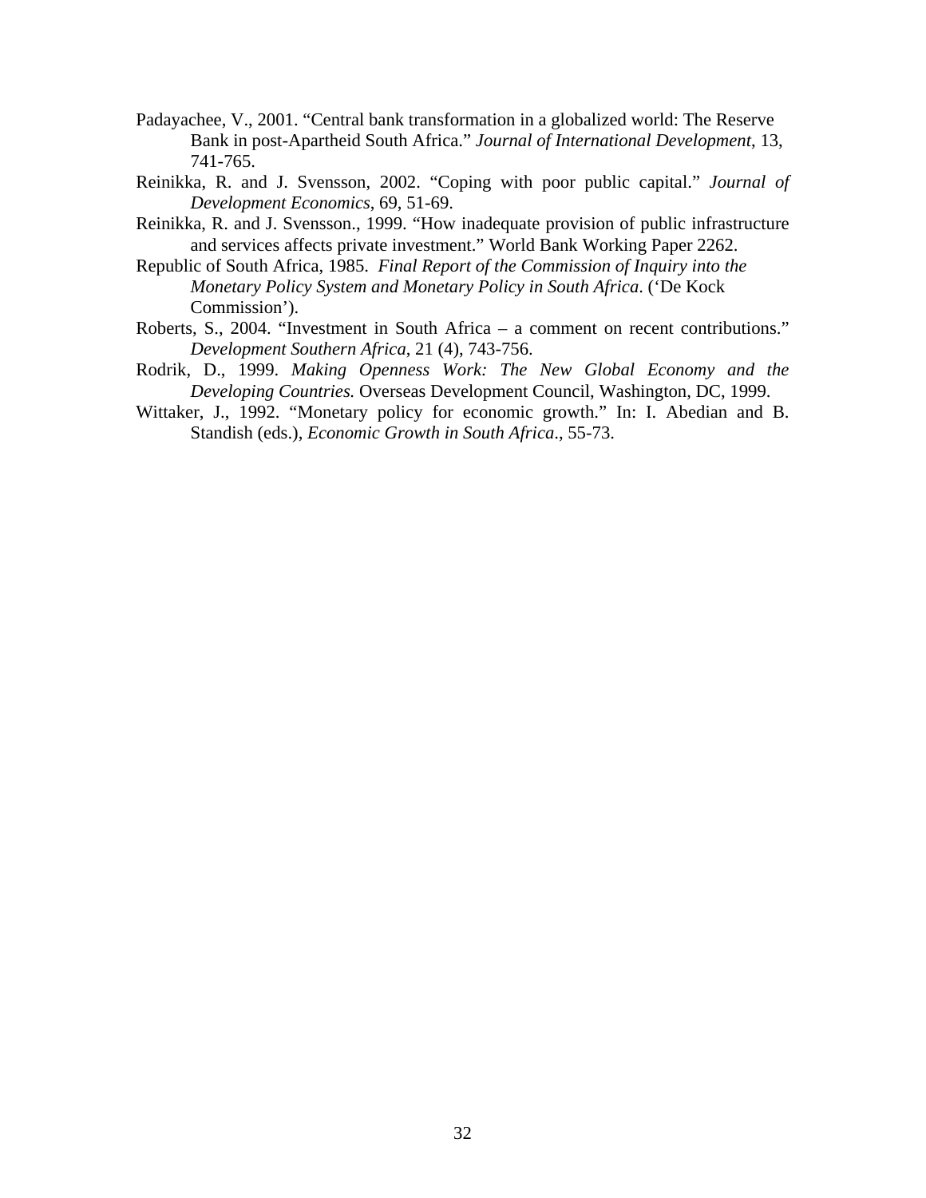Padayachee, V., 2001. "Central bank transformation in a globalized world: The Reserve Bank in post-Apartheid South Africa." *Journal of International Development*, 13, 741-765.

Reinikka, R. and J. Svensson, 2002. "Coping with poor public capital." *Journal of Development Economics*, 69, 51-69.

Reinikka, R. and J. Svensson., 1999. "How inadequate provision of public infrastructure and services affects private investment." World Bank Working Paper 2262.

Republic of South Africa, 1985. *Final Report of the Commission of Inquiry into the Monetary Policy System and Monetary Policy in South Africa*. ('De Kock Commission').

Roberts, S., 2004. "Investment in South Africa – a comment on recent contributions." *Development Southern Africa*, 21 (4), 743-756.

Rodrik, D., 1999. *Making Openness Work: The New Global Economy and the Developing Countries.* Overseas Development Council, Washington, DC, 1999.

Wittaker, J., 1992. "Monetary policy for economic growth." In: I. Abedian and B. Standish (eds.), *Economic Growth in South Africa*., 55-73.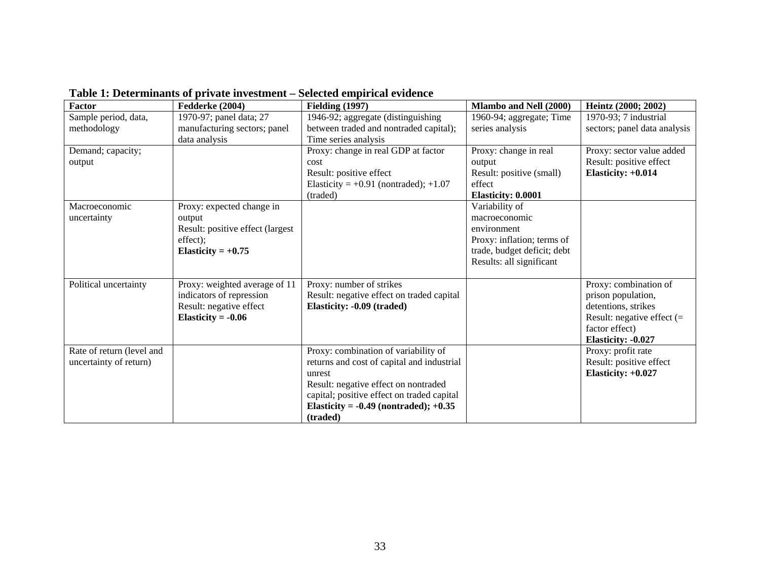**Table 1: Determinants of private investment – Selected empirical evidence**

| Factor | Fedderke (2004) | Fielding (1997) | Mlambo and Nell (2000) | Heintz (2000; 2002) |
|---|---|---|---|---|
| Sample period, data, methodology | 1970-97; panel data; 27 manufacturing sectors; panel data analysis | 1946-92; aggregate (distinguishing between traded and nontraded capital); Time series analysis | 1960-94; aggregate; Time series analysis | 1970-93; 7 industrial sectors; panel data analysis |
| Demand; capacity; output | | Proxy: change in real GDP at factor cost<br>Result: positive effect<br>Elasticity = +0.91 (nontraded); +1.07 (traded) | Proxy: change in real output<br>Result: positive (small) effect<br>**Elasticity: 0.0001** | Proxy: sector value added<br>Result: positive effect<br>**Elasticity: +0.014** |
| Macroeconomic uncertainty | Proxy: expected change in output<br>Result: positive effect (largest effect);<br>**Elasticity = +0.75** | | Variability of macroeconomic environment<br>Proxy: inflation; terms of trade, budget deficit; debt<br>Results: all significant | |
| Political uncertainty | Proxy: weighted average of 11 indicators of repression<br>Result: negative effect<br>**Elasticity = -0.06** | Proxy: number of strikes<br>Result: negative effect on traded capital<br>**Elasticity: -0.09 (traded)** | | Proxy: combination of prison population, detentions, strikes<br>Result: negative effect (= factor effect)<br>**Elasticity: -0.027** |
| Rate of return (level and uncertainty of return) | | Proxy: combination of variability of returns and cost of capital and industrial unrest<br>Result: negative effect on nontraded capital; positive effect on traded capital<br>**Elasticity = -0.49 (nontraded); +0.35 (traded)** | | Proxy: profit rate<br>Result: positive effect<br>**Elasticity: +0.027** |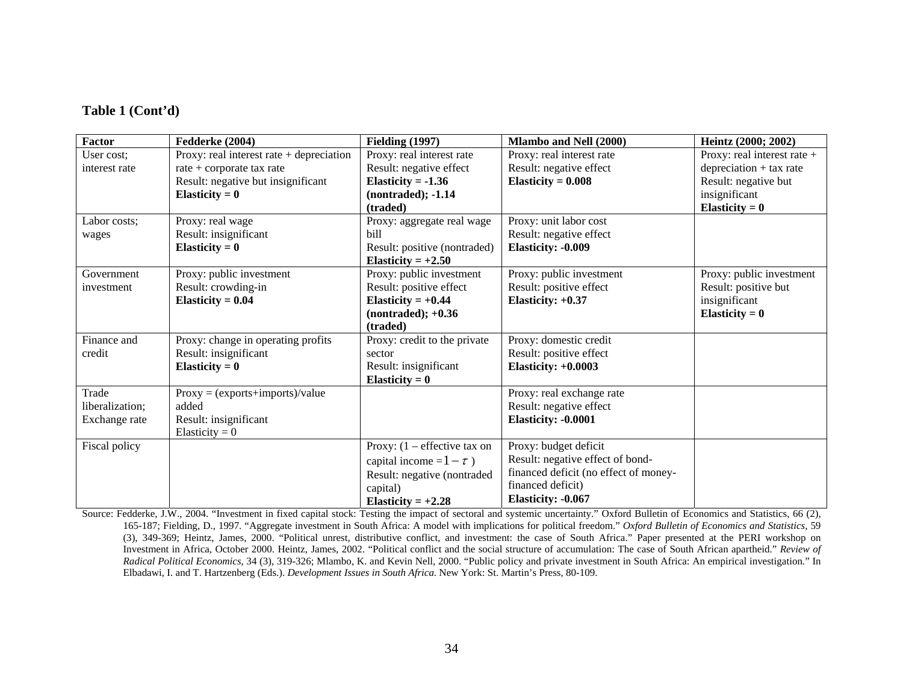**Table 1 (Cont'd)**

| Factor | Fedderke (2004) | Fielding (1997) | Mlambo and Nell (2000) | Heintz (2000; 2002) |
|---|---|---|---|---|
| User cost; interest rate | Proxy: real interest rate + depreciation rate + corporate tax rate<br>Result: negative but insignificant<br>**Elasticity = 0** | Proxy: real interest rate<br>Result: negative effect<br>**Elasticity = -1.36 (nontraded); -1.14 (traded)** | Proxy: real interest rate<br>Result: negative effect<br>**Elasticity = 0.008** | Proxy: real interest rate + depreciation + tax rate<br>Result: negative but insignificant<br>**Elasticity = 0** |
| Labor costs; wages | Proxy: real wage<br>Result: insignificant<br>**Elasticity = 0** | Proxy: aggregate real wage bill<br>Result: positive (nontraded)<br>**Elasticity = +2.50** | Proxy: unit labor cost<br>Result: negative effect<br>**Elasticity: -0.009** | |
| Government investment | Proxy: public investment<br>Result: crowding-in<br>**Elasticity = 0.04** | Proxy: public investment<br>Result: positive effect<br>**Elasticity = +0.44 (nontraded); +0.36 (traded)** | Proxy: public investment<br>Result: positive effect<br>**Elasticity: +0.37** | Proxy: public investment<br>Result: positive but insignificant<br>**Elasticity = 0** |
| Finance and credit | Proxy: change in operating profits<br>Result: insignificant<br>**Elasticity = 0** | Proxy: credit to the private sector<br>Result: insignificant<br>**Elasticity = 0** | Proxy: domestic credit<br>Result: positive effect<br>**Elasticity: +0.0003** | |
| Trade liberalization; Exchange rate | Proxy = (exports+imports)/value added<br>Result: insignificant<br>Elasticity = 0 | | Proxy: real exchange rate<br>Result: negative effect<br>**Elasticity: -0.0001** | |
| Fiscal policy | | Proxy: (1 – effective tax on capital income $=1-\tau$ )<br>Result: negative (nontraded capital)<br>**Elasticity = +2.28** | Proxy: budget deficit<br>Result: negative effect of bond-financed deficit (no effect of money-financed deficit)<br>**Elasticity: -0.067** | |

Source: Fedderke, J.W., 2004. "Investment in fixed capital stock: Testing the impact of sectoral and systemic uncertainty." Oxford Bulletin of Economics and Statistics, 66 (2), 165-187; Fielding, D., 1997. "Aggregate investment in South Africa: A model with implications for political freedom." *Oxford Bulletin of Economics and Statistics*, 59 (3), 349-369; Heintz, James, 2000. "Political unrest, distributive conflict, and investment: the case of South Africa." Paper presented at the PERI workshop on Investment in Africa, October 2000. Heintz, James, 2002. "Political conflict and the social structure of accumulation: The case of South African apartheid." *Review of Radical Political Economics*, 34 (3), 319-326; Mlambo, K. and Kevin Nell, 2000. "Public policy and private investment in South Africa: An empirical investigation." In Elbadawi, I. and T. Hartzenberg (Eds.). *Development Issues in South Africa*. New York: St. Martin's Press, 80-109.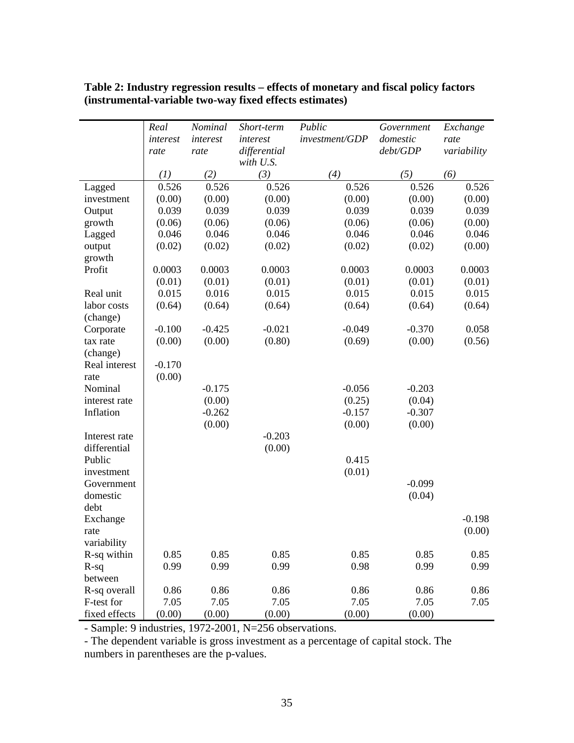**Table 2: Industry regression results – effects of monetary and fiscal policy factors (instrumental-variable two-way fixed effects estimates)**

| | *Real interest rate* | *Nominal interest rate* | *Short-term interest differential with U.S.* | *Public investment/GDP* | *Government domestic debt/GDP* | *Exchange rate variability* |
|---|---|---|---|---|---|---|
| | *(1)* | *(2)* | *(3)* | *(4)* | *(5)* | *(6)* |
| Lagged investment | 0.526 | 0.526 | 0.526 | 0.526 | 0.526 | 0.526 |
| | (0.00) | (0.00) | (0.00) | (0.00) | (0.00) | (0.00) |
| Output growth | 0.039 | 0.039 | 0.039 | 0.039 | 0.039 | 0.039 |
| | (0.06) | (0.06) | (0.06) | (0.06) | (0.06) | (0.00) |
| Lagged output growth | 0.046 | 0.046 | 0.046 | 0.046 | 0.046 | 0.046 |
| | (0.02) | (0.02) | (0.02) | (0.02) | (0.02) | (0.00) |
| Profit | 0.0003 | 0.0003 | 0.0003 | 0.0003 | 0.0003 | 0.0003 |
| | (0.01) | (0.01) | (0.01) | (0.01) | (0.01) | (0.01) |
| Real unit labor costs (change) | 0.015 | 0.016 | 0.015 | 0.015 | 0.015 | 0.015 |
| | (0.64) | (0.64) | (0.64) | (0.64) | (0.64) | (0.64) |
| Corporate tax rate (change) | -0.100 | -0.425 | -0.021 | -0.049 | -0.370 | 0.058 |
| | (0.00) | (0.00) | (0.80) | (0.69) | (0.00) | (0.56) |
| Real interest rate | -0.170 | | | | | |
| | (0.00) | | | | | |
| Nominal interest rate | | -0.175 | | -0.056 | -0.203 | |
| | | (0.00) | | (0.25) | (0.04) | |
| Inflation | | -0.262 | | -0.157 | -0.307 | |
| | | (0.00) | | (0.00) | (0.00) | |
| Interest rate differential | | | -0.203 | | | |
| | | | (0.00) | | | |
| Public investment | | | | 0.415 | | |
| | | | | (0.01) | | |
| Government domestic debt | | | | | -0.099 | |
| | | | | | (0.04) | |
| Exchange rate variability | | | | | | -0.198 |
| | | | | | | (0.00) |
| R-sq within | 0.85 | 0.85 | 0.85 | 0.85 | 0.85 | 0.85 |
| R-sq between | 0.99 | 0.99 | 0.99 | 0.98 | 0.99 | 0.99 |
| R-sq overall | 0.86 | 0.86 | 0.86 | 0.86 | 0.86 | 0.86 |
| F-test for fixed effects | 7.05 | 7.05 | 7.05 | 7.05 | 7.05 | 7.05 |
| | (0.00) | (0.00) | (0.00) | (0.00) | (0.00) | |

- Sample: 9 industries, 1972-2001, N=256 observations.
- The dependent variable is gross investment as a percentage of capital stock. The numbers in parentheses are the p-values.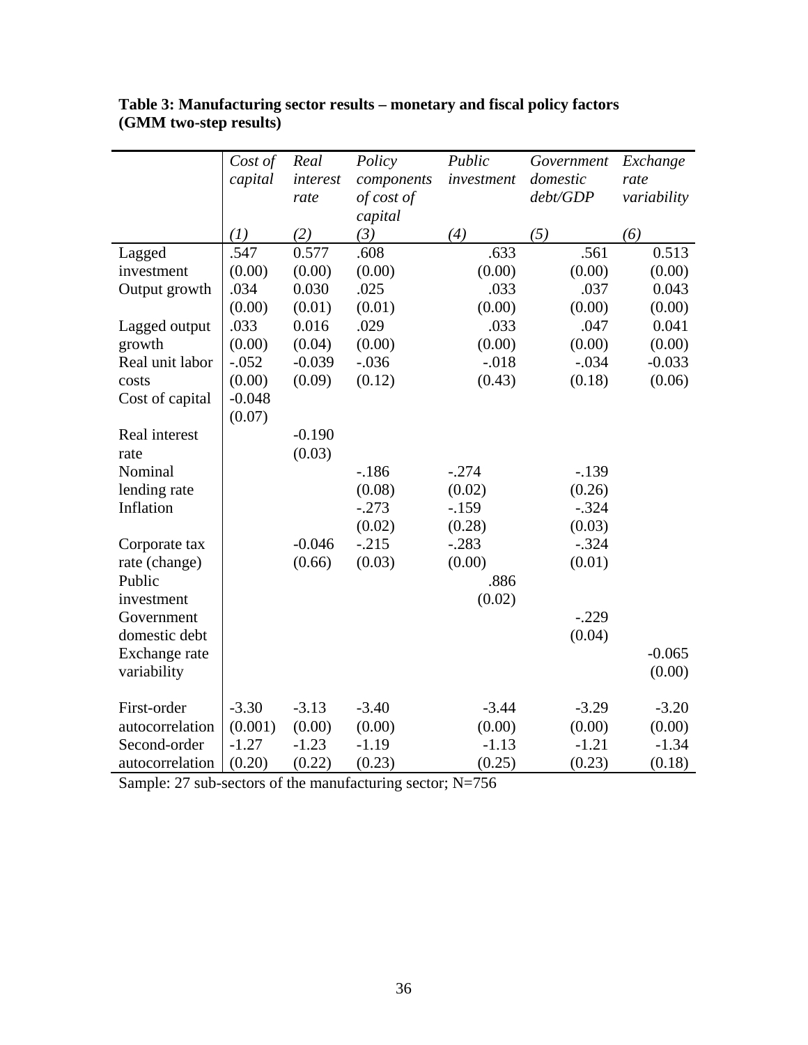**Table 3: Manufacturing sector results – monetary and fiscal policy factors (GMM two-step results)**

| | *Cost of capital* | *Real interest rate* | *Policy components of cost of capital* | *Public investment* | *Government domestic debt/GDP* | *Exchange rate variability* |
|---|---|---|---|---|---|---|
| | *(1)* | *(2)* | *(3)* | *(4)* | *(5)* | *(6)* |
| Lagged investment | .547 | 0.577 | .608 | .633 | .561 | 0.513 |
| | (0.00) | (0.00) | (0.00) | (0.00) | (0.00) | (0.00) |
| Output growth | .034 | 0.030 | .025 | .033 | .037 | 0.043 |
| | (0.00) | (0.01) | (0.01) | (0.00) | (0.00) | (0.00) |
| Lagged output growth | .033 | 0.016 | .029 | .033 | .047 | 0.041 |
| | (0.00) | (0.04) | (0.00) | (0.00) | (0.00) | (0.00) |
| Real unit labor costs | -.052 | -0.039 | -.036 | -.018 | -.034 | -0.033 |
| | (0.00) | (0.09) | (0.12) | (0.43) | (0.18) | (0.06) |
| Cost of capital | -0.048 | | | | | |
| | (0.07) | | | | | |
| Real interest rate | | -0.190 | | | | |
| | | (0.03) | | | | |
| Nominal lending rate | | | -.186 | -.274 | -.139 | |
| | | | (0.08) | (0.02) | (0.26) | |
| Inflation | | | -.273 | -.159 | -.324 | |
| | | | (0.02) | (0.28) | (0.03) | |
| Corporate tax rate (change) | | -0.046 | -.215 | -.283 | -.324 | |
| | | (0.66) | (0.03) | (0.00) | (0.01) | |
| Public investment | | | | .886 | | |
| | | | | (0.02) | | |
| Government domestic debt | | | | | -.229 | |
| | | | | | (0.04) | |
| Exchange rate variability | | | | | | -0.065 |
| | | | | | | (0.00) |
| First-order autocorrelation | -3.30 | -3.13 | -3.40 | -3.44 | -3.29 | -3.20 |
| | (0.001) | (0.00) | (0.00) | (0.00) | (0.00) | (0.00) |
| Second-order autocorrelation | -1.27 | -1.23 | -1.19 | -1.13 | -1.21 | -1.34 |
| | (0.20) | (0.22) | (0.23) | (0.25) | (0.23) | (0.18) |

Sample: 27 sub-sectors of the manufacturing sector; N=756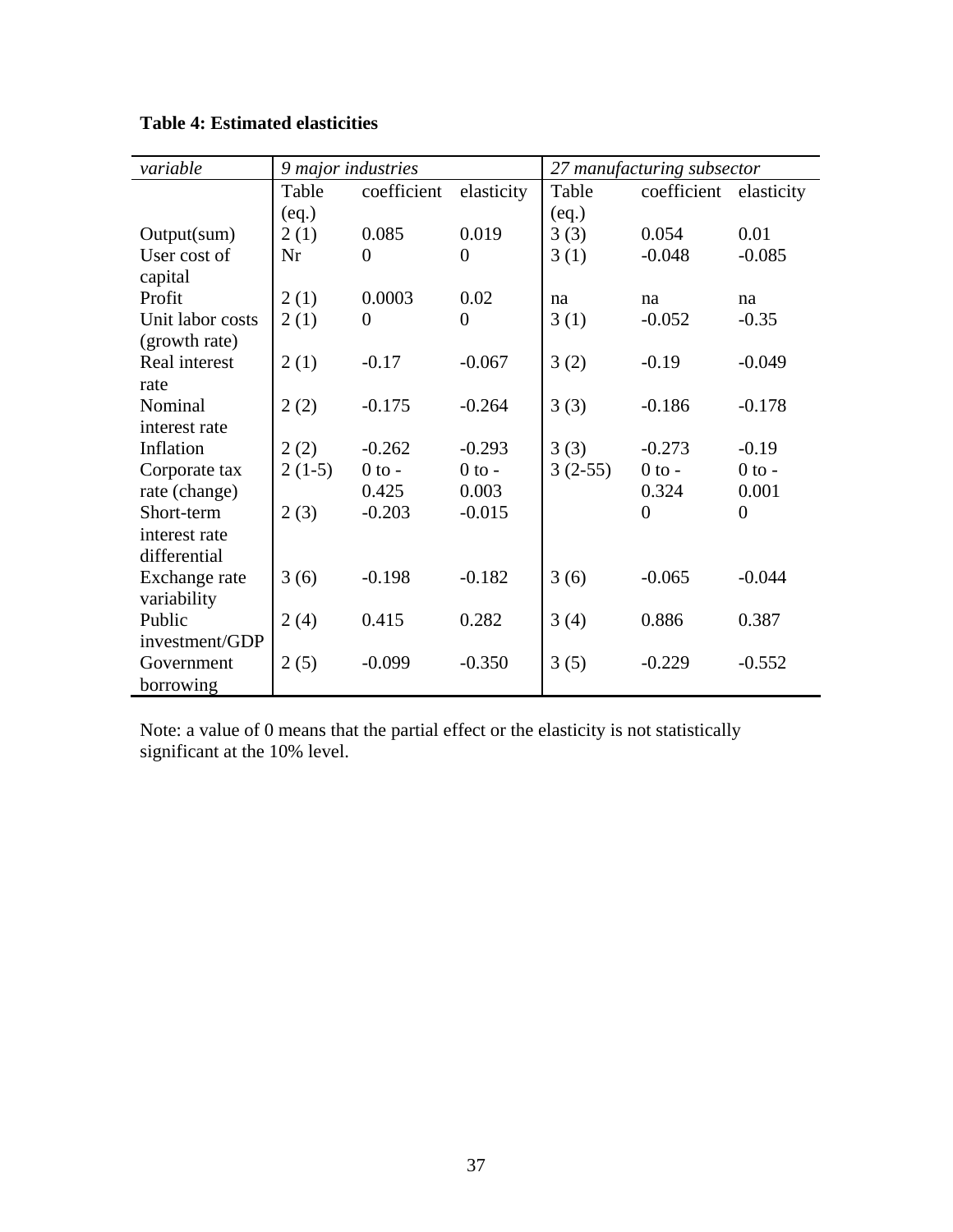**Table 4: Estimated elasticities**

| *variable* | *9 major industries* | | | *27 manufacturing subsector* | | |
|---|---|---|---|---|---|---|
| | Table (eq.) | coefficient | elasticity | Table (eq.) | coefficient | elasticity |
| Output(sum) | 2 (1) | 0.085 | 0.019 | 3 (3) | 0.054 | 0.01 |
| User cost of capital | Nr | 0 | 0 | 3 (1) | -0.048 | -0.085 |
| Profit | 2 (1) | 0.0003 | 0.02 | na | na | na |
| Unit labor costs (growth rate) | 2 (1) | 0 | 0 | 3 (1) | -0.052 | -0.35 |
| Real interest rate | 2 (1) | -0.17 | -0.067 | 3 (2) | -0.19 | -0.049 |
| Nominal interest rate | 2 (2) | -0.175 | -0.264 | 3 (3) | -0.186 | -0.178 |
| Inflation | 2 (2) | -0.262 | -0.293 | 3 (3) | -0.273 | -0.19 |
| Corporate tax rate (change) | 2 (1-5) | 0 to -0.425 | 0 to -0.003 | 3 (2-55) | 0 to -0.324 | 0 to -0.001 |
| Short-term interest rate differential | 2 (3) | -0.203 | -0.015 | | 0 | 0 |
| Exchange rate variability | 3 (6) | -0.198 | -0.182 | 3 (6) | -0.065 | -0.044 |
| Public investment/GDP | 2 (4) | 0.415 | 0.282 | 3 (4) | 0.886 | 0.387 |
| Government borrowing | 2 (5) | -0.099 | -0.350 | 3 (5) | -0.229 | -0.552 |

Note: a value of 0 means that the partial effect or the elasticity is not statistically significant at the 10% level.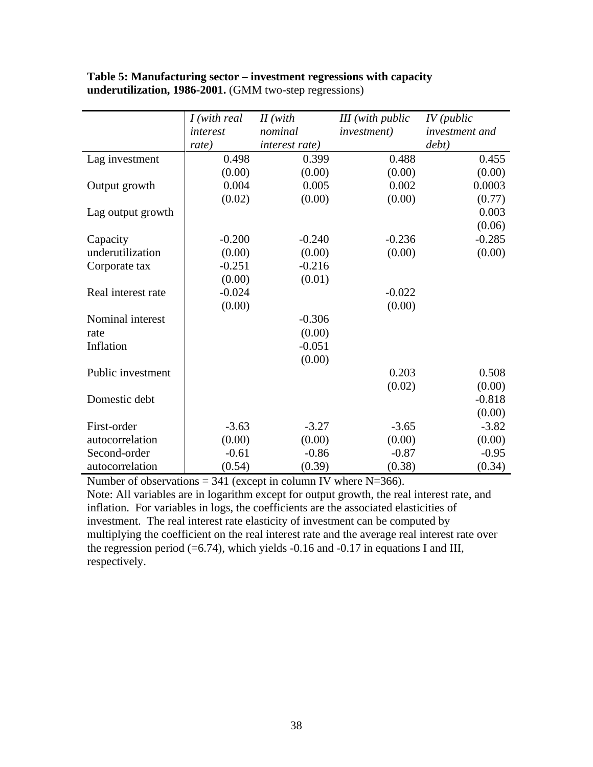**Table 5: Manufacturing sector – investment regressions with capacity underutilization, 1986-2001.** (GMM two-step regressions)

| | *I (with real interest rate)* | *II (with nominal interest rate)* | *III (with public investment)* | *IV (public investment and debt)* |
|---|---|---|---|---|
| Lag investment | 0.498 | 0.399 | 0.488 | 0.455 |
| | (0.00) | (0.00) | (0.00) | (0.00) |
| Output growth | 0.004 | 0.005 | 0.002 | 0.0003 |
| | (0.02) | (0.00) | (0.00) | (0.77) |
| Lag output growth | | | | 0.003 |
| | | | | (0.06) |
| Capacity underutilization | -0.200 | -0.240 | -0.236 | -0.285 |
| | (0.00) | (0.00) | (0.00) | (0.00) |
| Corporate tax | -0.251 | -0.216 | | |
| | (0.00) | (0.01) | | |
| Real interest rate | -0.024 | | -0.022 | |
| | (0.00) | | (0.00) | |
| Nominal interest rate | | -0.306 | | |
| | | (0.00) | | |
| Inflation | | -0.051 | | |
| | | (0.00) | | |
| Public investment | | | 0.203 | 0.508 |
| | | | (0.02) | (0.00) |
| Domestic debt | | | | -0.818 |
| | | | | (0.00) |
| First-order autocorrelation | -3.63 | -3.27 | -3.65 | -3.82 |
| | (0.00) | (0.00) | (0.00) | (0.00) |
| Second-order autocorrelation | -0.61 | -0.86 | -0.87 | -0.95 |
| | (0.54) | (0.39) | (0.38) | (0.34) |

Number of observations = 341 (except in column IV where N=366).

Note: All variables are in logarithm except for output growth, the real interest rate, and inflation. For variables in logs, the coefficients are the associated elasticities of investment. The real interest rate elasticity of investment can be computed by multiplying the coefficient on the real interest rate and the average real interest rate over the regression period (=6.74), which yields -0.16 and -0.17 in equations I and III, respectively.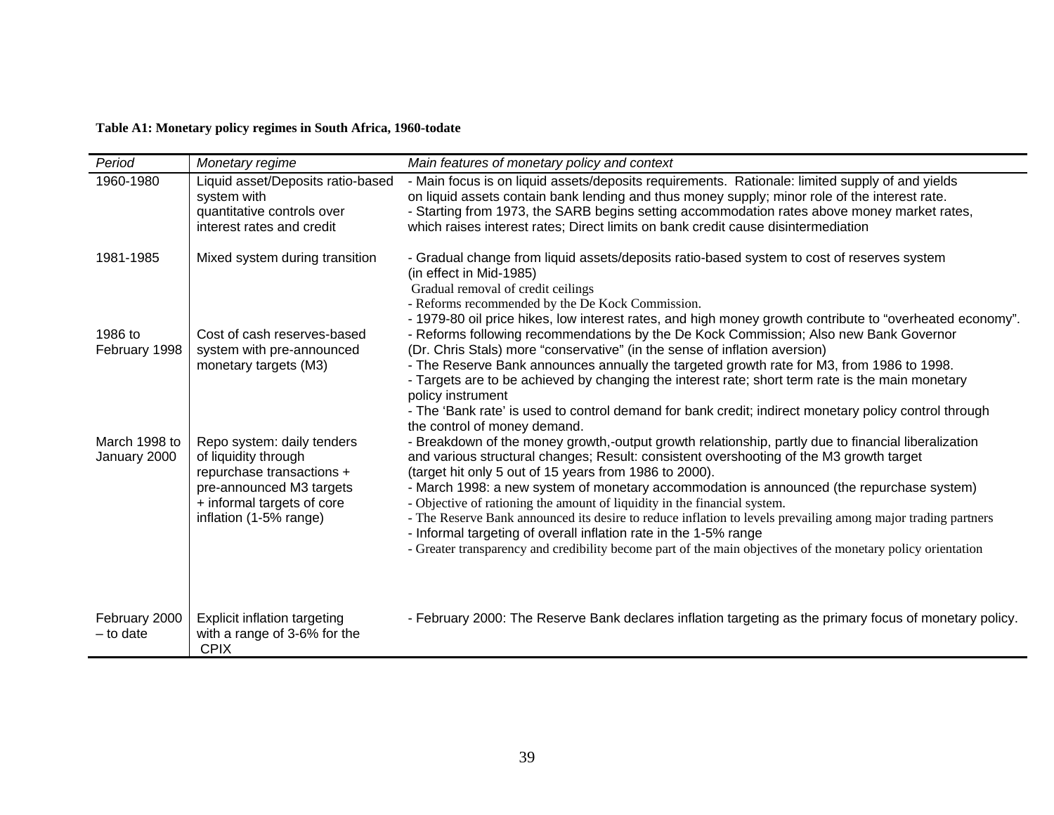**Table A1: Monetary policy regimes in South Africa, 1960-todate**

| *Period* | *Monetary regime* | *Main features of monetary policy and context* |
|---|---|---|
| 1960-1980 | Liquid asset/Deposits ratio-based system with quantitative controls over interest rates and credit | - Main focus is on liquid assets/deposits requirements. Rationale: limited supply of and yields on liquid assets contain bank lending and thus money supply; minor role of the interest rate.<br>- Starting from 1973, the SARB begins setting accommodation rates above money market rates, which raises interest rates; Direct limits on bank credit cause disintermediation |
| 1981-1985 | Mixed system during transition | - Gradual change from liquid assets/deposits ratio-based system to cost of reserves system (in effect in Mid-1985)<br>Gradual removal of credit ceilings<br>- Reforms recommended by the De Kock Commission.<br>- 1979-80 oil price hikes, low interest rates, and high money growth contribute to "overheated economy". |
| 1986 to February 1998 | Cost of cash reserves-based system with pre-announced monetary targets (M3) | - Reforms following recommendations by the De Kock Commission; Also new Bank Governor (Dr. Chris Stals) more "conservative" (in the sense of inflation aversion)<br>- The Reserve Bank announces annually the targeted growth rate for M3, from 1986 to 1998.<br>- Targets are to be achieved by changing the interest rate; short term rate is the main monetary policy instrument<br>- The 'Bank rate' is used to control demand for bank credit; indirect monetary policy control through the control of money demand. |
| March 1998 to January 2000 | Repo system: daily tenders of liquidity through repurchase transactions + pre-announced M3 targets + informal targets of core inflation (1-5% range) | - Breakdown of the money growth,-output growth relationship, partly due to financial liberalization and various structural changes; Result: consistent overshooting of the M3 growth target (target hit only 5 out of 15 years from 1986 to 2000).<br>- March 1998: a new system of monetary accommodation is announced (the repurchase system)<br>- Objective of rationing the amount of liquidity in the financial system.<br>- The Reserve Bank announced its desire to reduce inflation to levels prevailing among major trading partners<br>- Informal targeting of overall inflation rate in the 1-5% range<br>- Greater transparency and credibility become part of the main objectives of the monetary policy orientation |
| February 2000 – to date | Explicit inflation targeting with a range of 3-6% for the CPIX | - February 2000: The Reserve Bank declares inflation targeting as the primary focus of monetary policy. |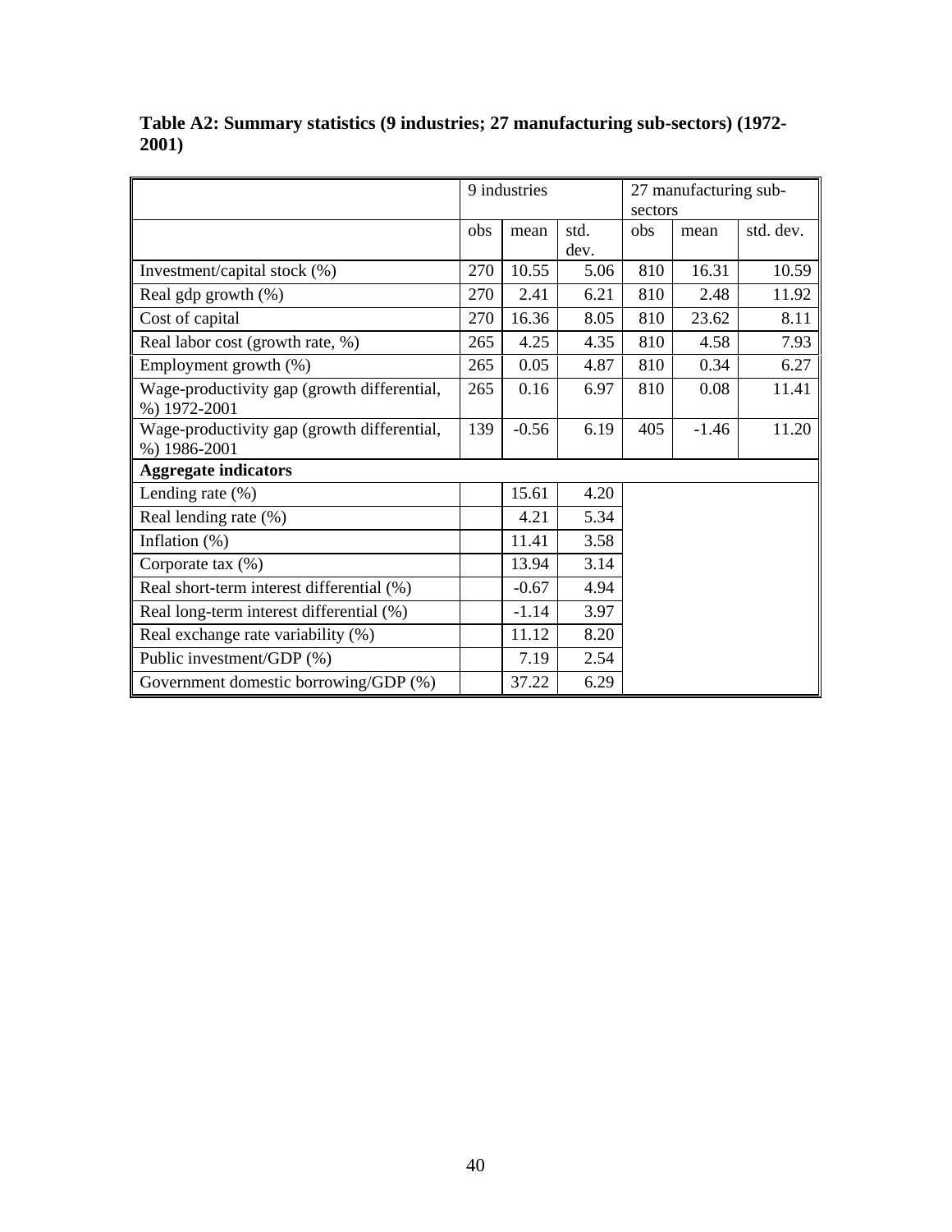**Table A2: Summary statistics (9 industries; 27 manufacturing sub-sectors) (1972-2001)**

| | 9 industries | | | 27 manufacturing sub-sectors | | |
|---|---|---|---|---|---|---|
| | obs | mean | std. dev. | obs | mean | std. dev. |
| Investment/capital stock (%) | 270 | 10.55 | 5.06 | 810 | 16.31 | 10.59 |
| Real gdp growth (%) | 270 | 2.41 | 6.21 | 810 | 2.48 | 11.92 |
| Cost of capital | 270 | 16.36 | 8.05 | 810 | 23.62 | 8.11 |
| Real labor cost (growth rate, %) | 265 | 4.25 | 4.35 | 810 | 4.58 | 7.93 |
| Employment growth (%) | 265 | 0.05 | 4.87 | 810 | 0.34 | 6.27 |
| Wage-productivity gap (growth differential, %) 1972-2001 | 265 | 0.16 | 6.97 | 810 | 0.08 | 11.41 |
| Wage-productivity gap (growth differential, %) 1986-2001 | 139 | -0.56 | 6.19 | 405 | -1.46 | 11.20 |
| **Aggregate indicators** | | | | | | |
| Lending rate (%) | | 15.61 | 4.20 | | | |
| Real lending rate (%) | | 4.21 | 5.34 | | | |
| Inflation (%) | | 11.41 | 3.58 | | | |
| Corporate tax (%) | | 13.94 | 3.14 | | | |
| Real short-term interest differential (%) | | -0.67 | 4.94 | | | |
| Real long-term interest differential (%) | | -1.14 | 3.97 | | | |
| Real exchange rate variability (%) | | 11.12 | 8.20 | | | |
| Public investment/GDP (%) | | 7.19 | 2.54 | | | |
| Government domestic borrowing/GDP (%) | | 37.22 | 6.29 | | | |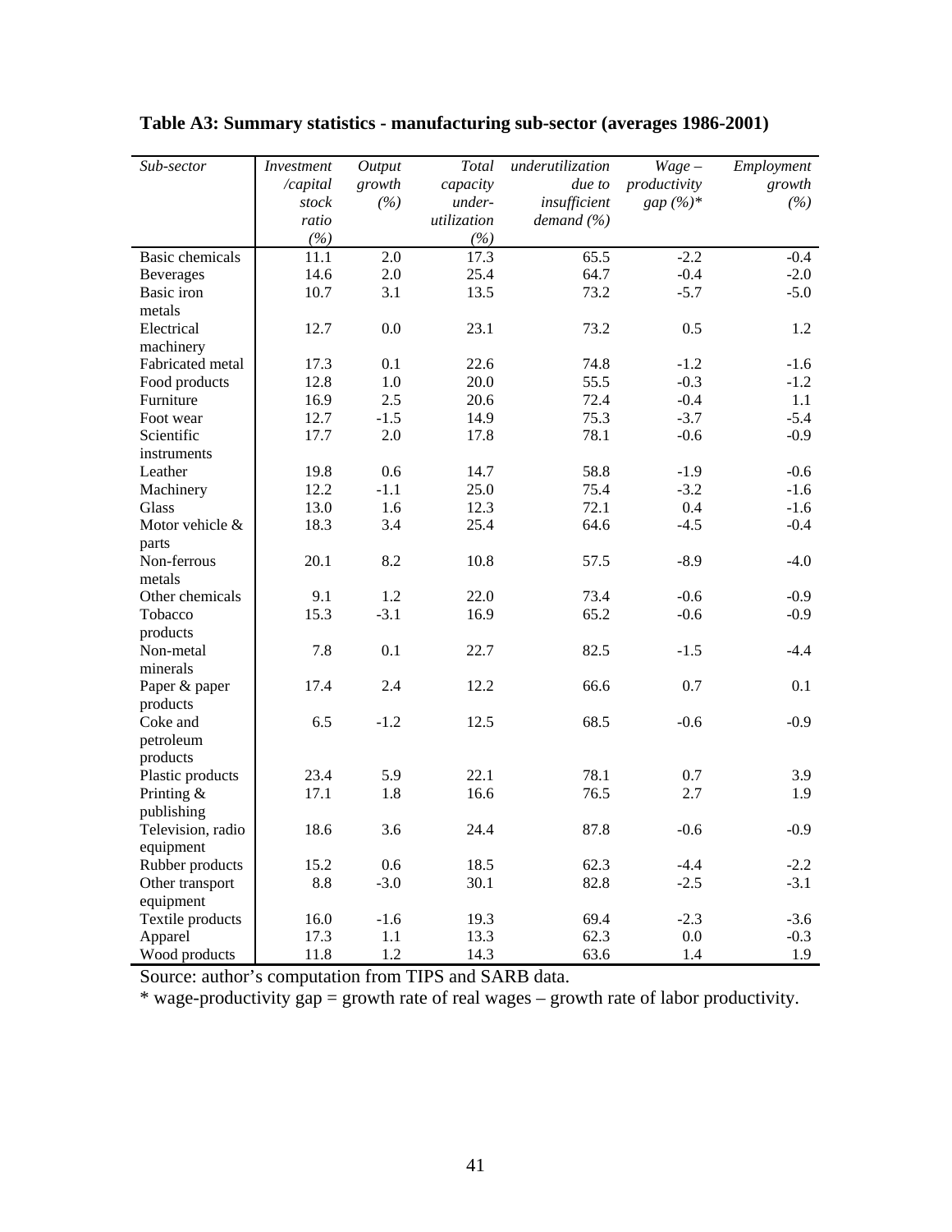**Table A3: Summary statistics - manufacturing sub-sector (averages 1986-2001)**

| *Sub-sector* | *Investment /capital stock ratio (%)* | *Output growth (%)* | *Total capacity under-utilization (%)* | *underutilization due to insufficient demand (%)* | *Wage – productivity gap (%)\** | *Employment growth (%)* |
|---|---|---|---|---|---|---|
| Basic chemicals | 11.1 | 2.0 | 17.3 | 65.5 | -2.2 | -0.4 |
| Beverages | 14.6 | 2.0 | 25.4 | 64.7 | -0.4 | -2.0 |
| Basic iron metals | 10.7 | 3.1 | 13.5 | 73.2 | -5.7 | -5.0 |
| Electrical machinery | 12.7 | 0.0 | 23.1 | 73.2 | 0.5 | 1.2 |
| Fabricated metal | 17.3 | 0.1 | 22.6 | 74.8 | -1.2 | -1.6 |
| Food products | 12.8 | 1.0 | 20.0 | 55.5 | -0.3 | -1.2 |
| Furniture | 16.9 | 2.5 | 20.6 | 72.4 | -0.4 | 1.1 |
| Foot wear | 12.7 | -1.5 | 14.9 | 75.3 | -3.7 | -5.4 |
| Scientific instruments | 17.7 | 2.0 | 17.8 | 78.1 | -0.6 | -0.9 |
| Leather | 19.8 | 0.6 | 14.7 | 58.8 | -1.9 | -0.6 |
| Machinery | 12.2 | -1.1 | 25.0 | 75.4 | -3.2 | -1.6 |
| Glass | 13.0 | 1.6 | 12.3 | 72.1 | 0.4 | -1.6 |
| Motor vehicle & parts | 18.3 | 3.4 | 25.4 | 64.6 | -4.5 | -0.4 |
| Non-ferrous metals | 20.1 | 8.2 | 10.8 | 57.5 | -8.9 | -4.0 |
| Other chemicals | 9.1 | 1.2 | 22.0 | 73.4 | -0.6 | -0.9 |
| Tobacco products | 15.3 | -3.1 | 16.9 | 65.2 | -0.6 | -0.9 |
| Non-metal minerals | 7.8 | 0.1 | 22.7 | 82.5 | -1.5 | -4.4 |
| Paper & paper products | 17.4 | 2.4 | 12.2 | 66.6 | 0.7 | 0.1 |
| Coke and petroleum products | 6.5 | -1.2 | 12.5 | 68.5 | -0.6 | -0.9 |
| Plastic products | 23.4 | 5.9 | 22.1 | 78.1 | 0.7 | 3.9 |
| Printing & publishing | 17.1 | 1.8 | 16.6 | 76.5 | 2.7 | 1.9 |
| Television, radio equipment | 18.6 | 3.6 | 24.4 | 87.8 | -0.6 | -0.9 |
| Rubber products | 15.2 | 0.6 | 18.5 | 62.3 | -4.4 | -2.2 |
| Other transport equipment | 8.8 | -3.0 | 30.1 | 82.8 | -2.5 | -3.1 |
| Textile products | 16.0 | -1.6 | 19.3 | 69.4 | -2.3 | -3.6 |
| Apparel | 17.3 | 1.1 | 13.3 | 62.3 | 0.0 | -0.3 |
| Wood products | 11.8 | 1.2 | 14.3 | 63.6 | 1.4 | 1.9 |

Source: author's computation from TIPS and SARB data.

\* wage-productivity gap = growth rate of real wages – growth rate of labor productivity.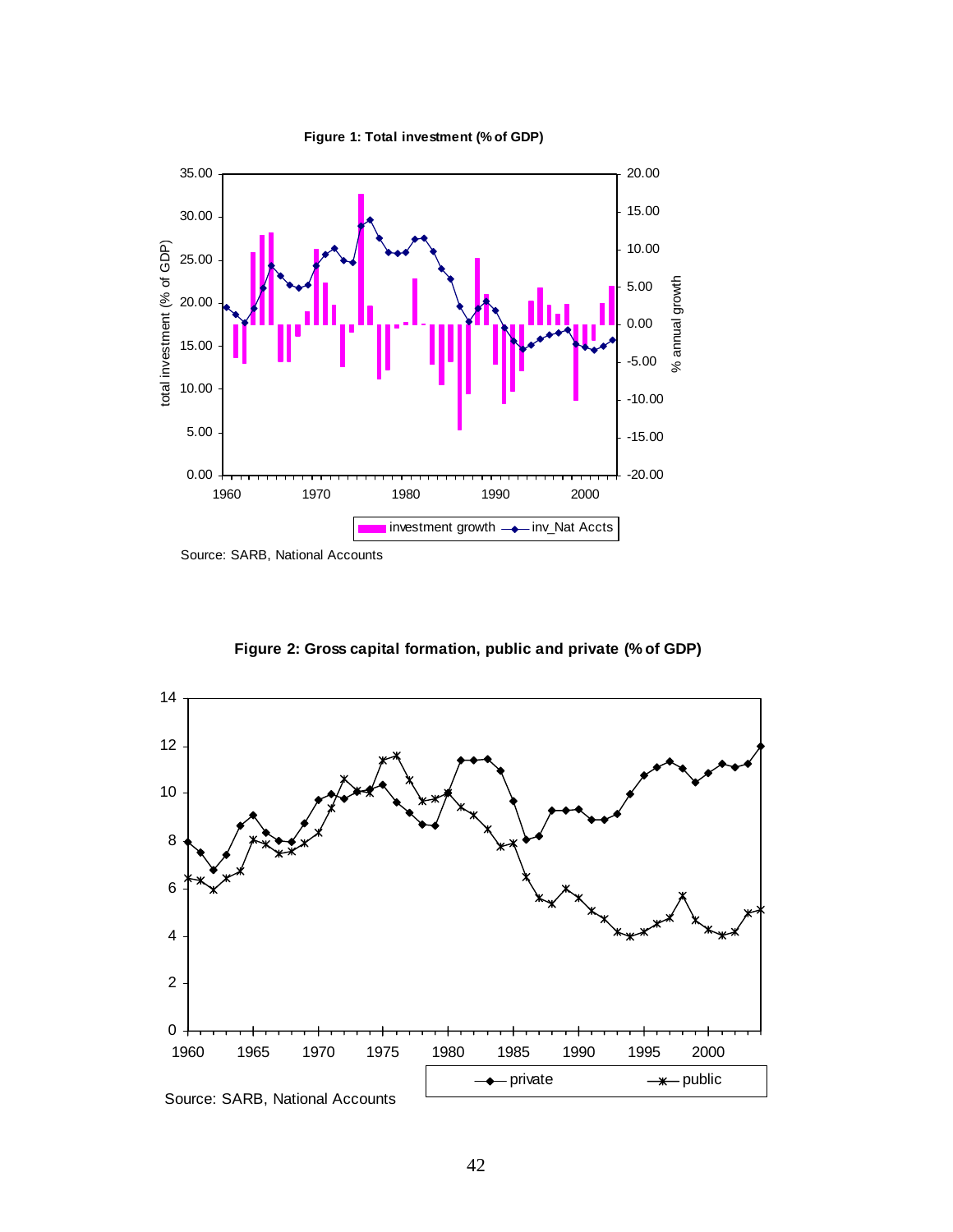**Figure 1: Total investment (% of GDP)**

Source: SARB, National Accounts

**Figure 2: Gross capital formation, public and private (% of GDP)**

Source: SARB, National Accounts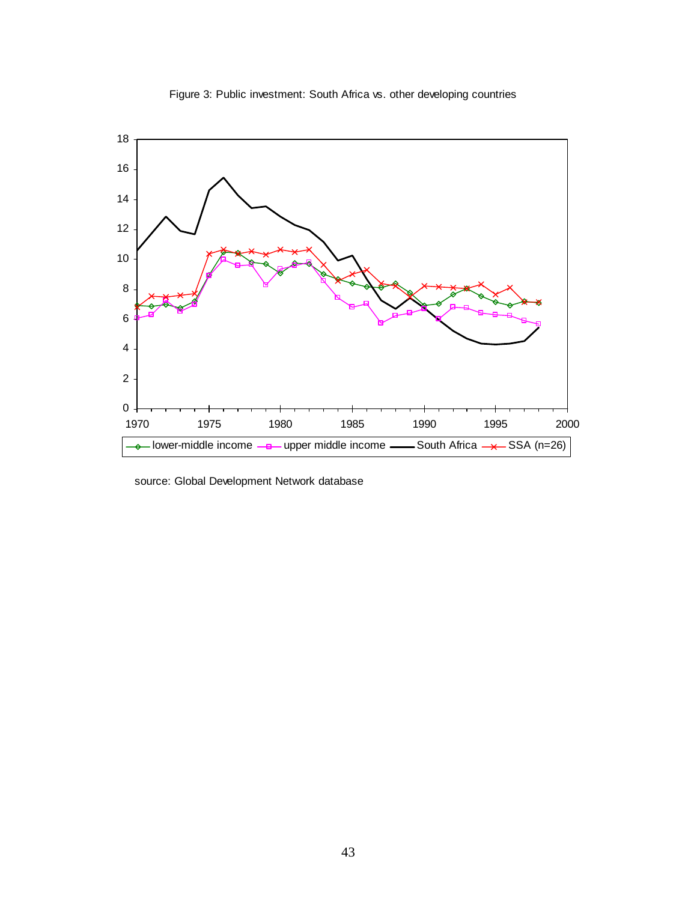Figure 3: Public investment: South Africa vs. other developing countries

source: Global Development Network database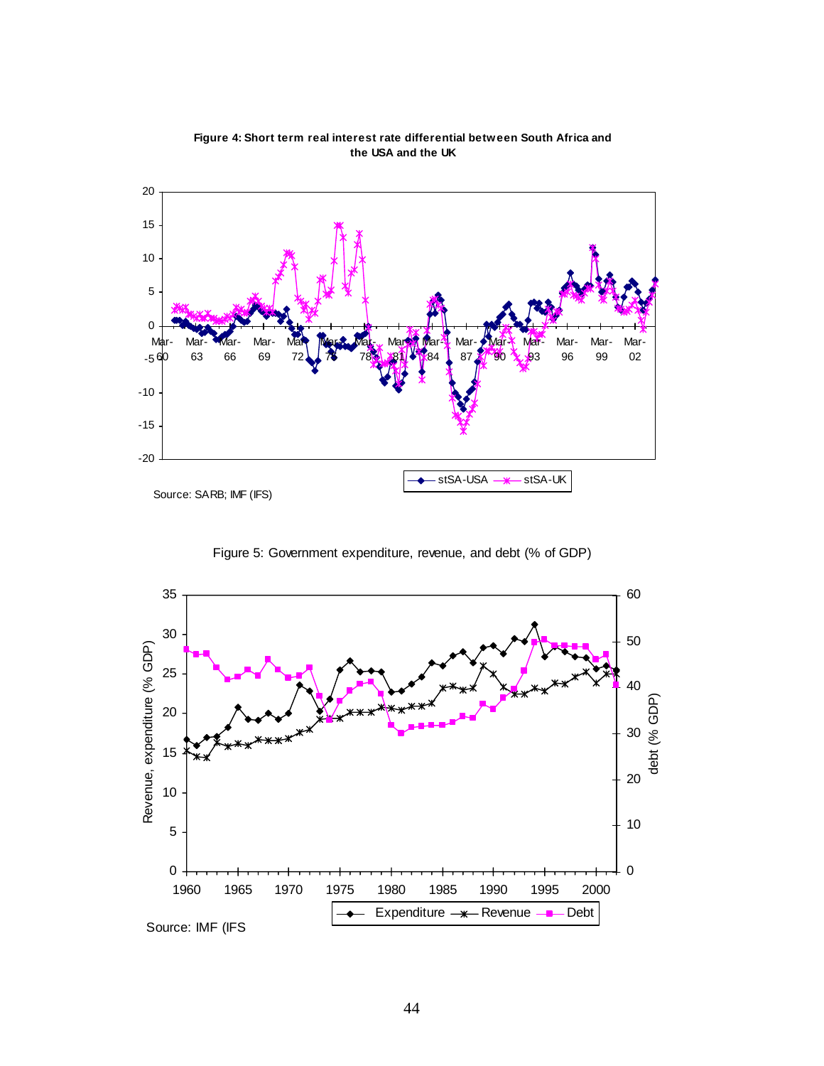**Figure 4: Short term real interest rate differential between South Africa and the USA and the UK**

20
15
10
5
0
-5
-10
-15
-20

Mar-60 Mar-63 Mar-66 Mar-69 Mar-72 Mar-75 Mar-78 Mar-81 Mar-84 Mar-87 Mar-90 Mar-93 Mar-96 Mar-99 Mar-02

stSA-USA stSA-UK

Source: SARB; IMF (IFS)

Figure 5: Government expenditure, revenue, and debt (% of GDP)

Revenue, expenditure (% GDP)

0 5 10 15 20 25 30 35

debt (% GDP)

0 10 20 30 40 50 60

1960 1965 1970 1975 1980 1985 1990 1995 2000

Expenditure Revenue Debt

Source: IMF (IFS